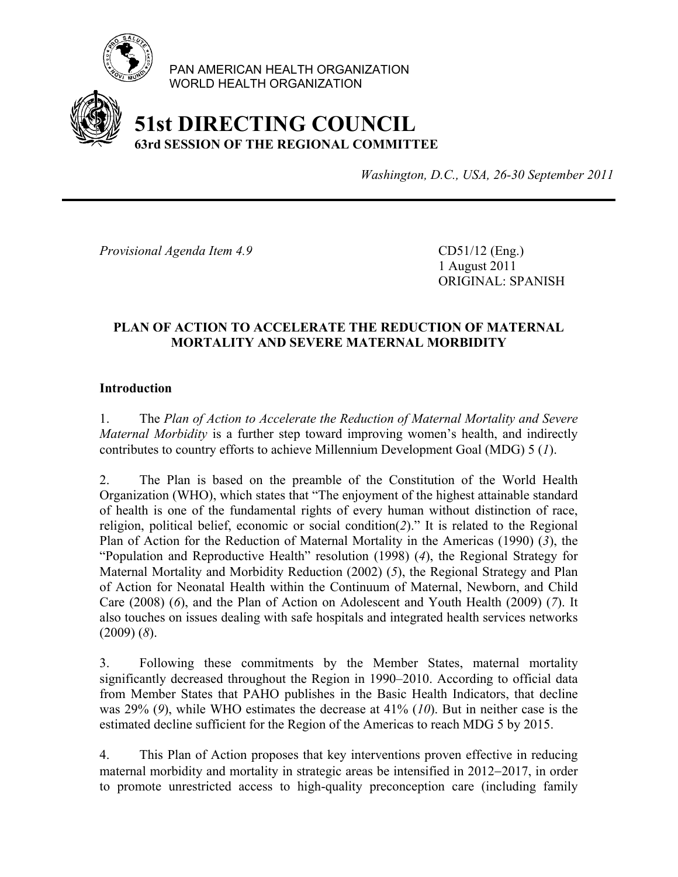PAN AMERICAN HEALTH ORGANIZATION
WORLD HEALTH ORGANIZATION

# 51st DIRECTING COUNCIL
## 63rd SESSION OF THE REGIONAL COMMITTEE

*Washington, D.C., USA, 26-30 September 2011*

---

*Provisional Agenda Item 4.9*

CD51/12 (Eng.)
1 August 2011
ORIGINAL: SPANISH

**PLAN OF ACTION TO ACCELERATE THE REDUCTION OF MATERNAL MORTALITY AND SEVERE MATERNAL MORBIDITY**

### Introduction

1. The *Plan of Action to Accelerate the Reduction of Maternal Mortality and Severe Maternal Morbidity* is a further step toward improving women's health, and indirectly contributes to country efforts to achieve Millennium Development Goal (MDG) 5 (*1*).

2. The Plan is based on the preamble of the Constitution of the World Health Organization (WHO), which states that "The enjoyment of the highest attainable standard of health is one of the fundamental rights of every human without distinction of race, religion, political belief, economic or social condition(*2*)." It is related to the Regional Plan of Action for the Reduction of Maternal Mortality in the Americas (1990) (*3*), the "Population and Reproductive Health" resolution (1998) (*4*), the Regional Strategy for Maternal Mortality and Morbidity Reduction (2002) (*5*), the Regional Strategy and Plan of Action for Neonatal Health within the Continuum of Maternal, Newborn, and Child Care (2008) (*6*), and the Plan of Action on Adolescent and Youth Health (2009) (*7*). It also touches on issues dealing with safe hospitals and integrated health services networks (2009) (*8*).

3. Following these commitments by the Member States, maternal mortality significantly decreased throughout the Region in 1990–2010. According to official data from Member States that PAHO publishes in the Basic Health Indicators, that decline was 29% (*9*), while WHO estimates the decrease at 41% (*10*). But in neither case is the estimated decline sufficient for the Region of the Americas to reach MDG 5 by 2015.

4. This Plan of Action proposes that key interventions proven effective in reducing maternal morbidity and mortality in strategic areas be intensified in 2012–2017, in order to promote unrestricted access to high-quality preconception care (including family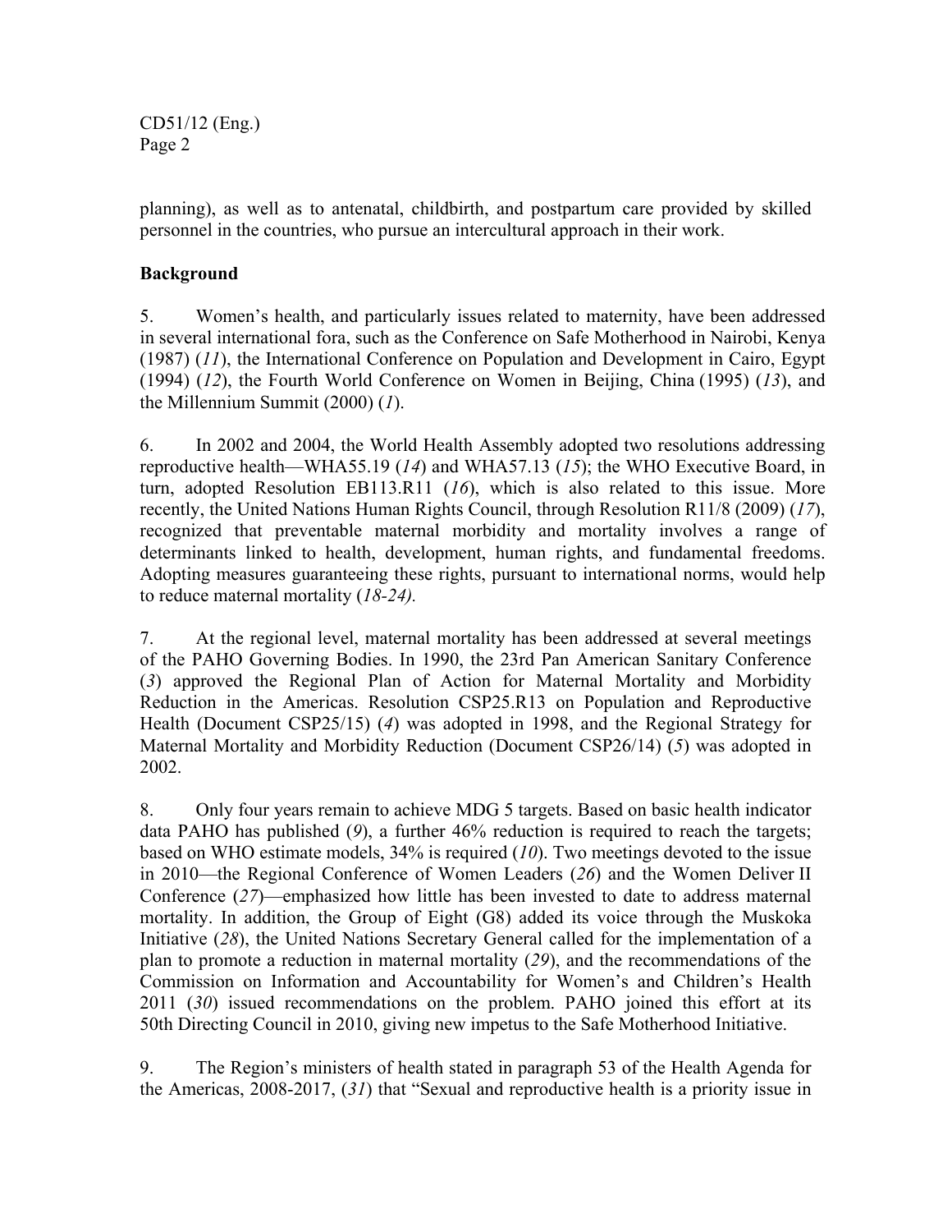planning), as well as to antenatal, childbirth, and postpartum care provided by skilled personnel in the countries, who pursue an intercultural approach in their work.

**Background**

5. Women's health, and particularly issues related to maternity, have been addressed in several international fora, such as the Conference on Safe Motherhood in Nairobi, Kenya (1987) (*11*), the International Conference on Population and Development in Cairo, Egypt (1994) (*12*), the Fourth World Conference on Women in Beijing, China (1995) (*13*), and the Millennium Summit (2000) (*1*).

6. In 2002 and 2004, the World Health Assembly adopted two resolutions addressing reproductive health—WHA55.19 (*14*) and WHA57.13 (*15*); the WHO Executive Board, in turn, adopted Resolution EB113.R11 (*16*), which is also related to this issue. More recently, the United Nations Human Rights Council, through Resolution R11/8 (2009) (*17*), recognized that preventable maternal morbidity and mortality involves a range of determinants linked to health, development, human rights, and fundamental freedoms. Adopting measures guaranteeing these rights, pursuant to international norms, would help to reduce maternal mortality (*18-24).*

7. At the regional level, maternal mortality has been addressed at several meetings of the PAHO Governing Bodies. In 1990, the 23rd Pan American Sanitary Conference (*3*) approved the Regional Plan of Action for Maternal Mortality and Morbidity Reduction in the Americas. Resolution CSP25.R13 on Population and Reproductive Health (Document CSP25/15) (*4*) was adopted in 1998, and the Regional Strategy for Maternal Mortality and Morbidity Reduction (Document CSP26/14) (*5*) was adopted in 2002.

8. Only four years remain to achieve MDG 5 targets. Based on basic health indicator data PAHO has published (*9*), a further 46% reduction is required to reach the targets; based on WHO estimate models, 34% is required (*10*). Two meetings devoted to the issue in 2010—the Regional Conference of Women Leaders (*26*) and the Women Deliver II Conference (*27*)—emphasized how little has been invested to date to address maternal mortality. In addition, the Group of Eight (G8) added its voice through the Muskoka Initiative (*28*), the United Nations Secretary General called for the implementation of a plan to promote a reduction in maternal mortality (*29*), and the recommendations of the Commission on Information and Accountability for Women's and Children's Health 2011 (*30*) issued recommendations on the problem. PAHO joined this effort at its 50th Directing Council in 2010, giving new impetus to the Safe Motherhood Initiative.

9. The Region's ministers of health stated in paragraph 53 of the Health Agenda for the Americas, 2008-2017, (*31*) that "Sexual and reproductive health is a priority issue in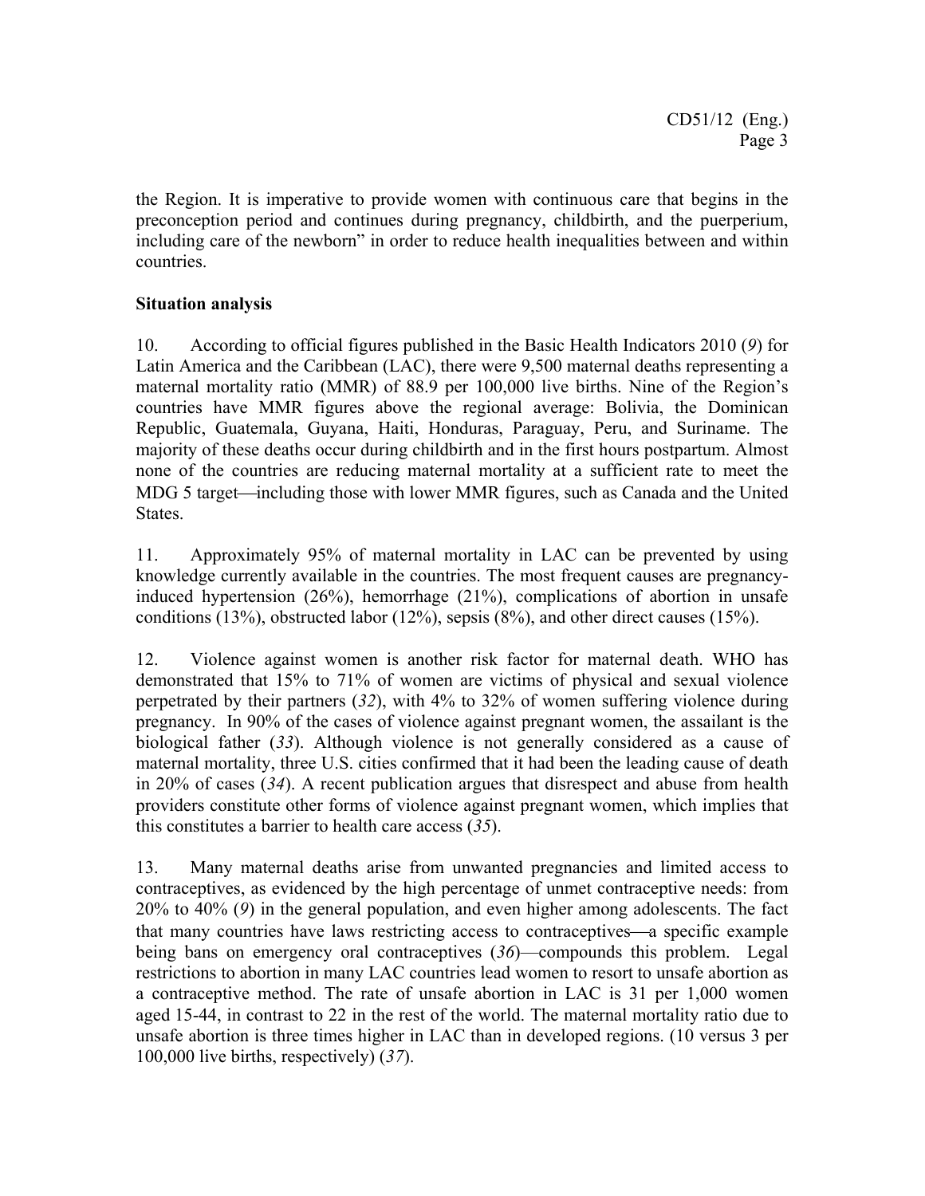the Region. It is imperative to provide women with continuous care that begins in the preconception period and continues during pregnancy, childbirth, and the puerperium, including care of the newborn" in order to reduce health inequalities between and within countries.

**Situation analysis**

10. According to official figures published in the Basic Health Indicators 2010 (*9*) for Latin America and the Caribbean (LAC), there were 9,500 maternal deaths representing a maternal mortality ratio (MMR) of 88.9 per 100,000 live births. Nine of the Region's countries have MMR figures above the regional average: Bolivia, the Dominican Republic, Guatemala, Guyana, Haiti, Honduras, Paraguay, Peru, and Suriname. The majority of these deaths occur during childbirth and in the first hours postpartum. Almost none of the countries are reducing maternal mortality at a sufficient rate to meet the MDG 5 target—including those with lower MMR figures, such as Canada and the United States.

11. Approximately 95% of maternal mortality in LAC can be prevented by using knowledge currently available in the countries. The most frequent causes are pregnancy-induced hypertension (26%), hemorrhage (21%), complications of abortion in unsafe conditions (13%), obstructed labor (12%), sepsis (8%), and other direct causes (15%).

12. Violence against women is another risk factor for maternal death. WHO has demonstrated that 15% to 71% of women are victims of physical and sexual violence perpetrated by their partners (*32*), with 4% to 32% of women suffering violence during pregnancy. In 90% of the cases of violence against pregnant women, the assailant is the biological father (*33*). Although violence is not generally considered as a cause of maternal mortality, three U.S. cities confirmed that it had been the leading cause of death in 20% of cases (*34*). A recent publication argues that disrespect and abuse from health providers constitute other forms of violence against pregnant women, which implies that this constitutes a barrier to health care access (*35*).

13. Many maternal deaths arise from unwanted pregnancies and limited access to contraceptives, as evidenced by the high percentage of unmet contraceptive needs: from 20% to 40% (*9*) in the general population, and even higher among adolescents. The fact that many countries have laws restricting access to contraceptives—a specific example being bans on emergency oral contraceptives (*36*)—compounds this problem. Legal restrictions to abortion in many LAC countries lead women to resort to unsafe abortion as a contraceptive method. The rate of unsafe abortion in LAC is 31 per 1,000 women aged 15-44, in contrast to 22 in the rest of the world. The maternal mortality ratio due to unsafe abortion is three times higher in LAC than in developed regions. (10 versus 3 per 100,000 live births, respectively) (*37*).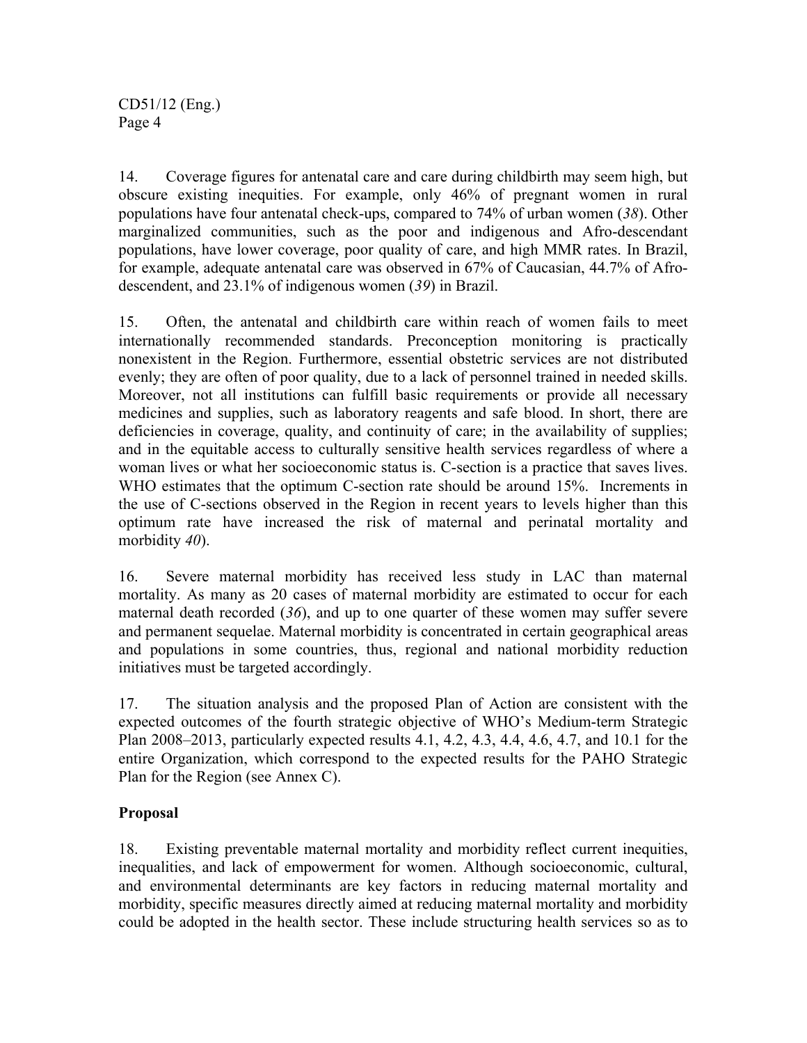14. Coverage figures for antenatal care and care during childbirth may seem high, but obscure existing inequities. For example, only 46% of pregnant women in rural populations have four antenatal check-ups, compared to 74% of urban women (*38*). Other marginalized communities, such as the poor and indigenous and Afro-descendant populations, have lower coverage, poor quality of care, and high MMR rates. In Brazil, for example, adequate antenatal care was observed in 67% of Caucasian, 44.7% of Afro-descendent, and 23.1% of indigenous women (*39*) in Brazil.

15. Often, the antenatal and childbirth care within reach of women fails to meet internationally recommended standards. Preconception monitoring is practically nonexistent in the Region. Furthermore, essential obstetric services are not distributed evenly; they are often of poor quality, due to a lack of personnel trained in needed skills. Moreover, not all institutions can fulfill basic requirements or provide all necessary medicines and supplies, such as laboratory reagents and safe blood. In short, there are deficiencies in coverage, quality, and continuity of care; in the availability of supplies; and in the equitable access to culturally sensitive health services regardless of where a woman lives or what her socioeconomic status is. C-section is a practice that saves lives. WHO estimates that the optimum C-section rate should be around 15%. Increments in the use of C-sections observed in the Region in recent years to levels higher than this optimum rate have increased the risk of maternal and perinatal mortality and morbidity *40*).

16. Severe maternal morbidity has received less study in LAC than maternal mortality. As many as 20 cases of maternal morbidity are estimated to occur for each maternal death recorded (*36*), and up to one quarter of these women may suffer severe and permanent sequelae. Maternal morbidity is concentrated in certain geographical areas and populations in some countries, thus, regional and national morbidity reduction initiatives must be targeted accordingly.

17. The situation analysis and the proposed Plan of Action are consistent with the expected outcomes of the fourth strategic objective of WHO's Medium-term Strategic Plan 2008–2013, particularly expected results 4.1, 4.2, 4.3, 4.4, 4.6, 4.7, and 10.1 for the entire Organization, which correspond to the expected results for the PAHO Strategic Plan for the Region (see Annex C).

## Proposal

18. Existing preventable maternal mortality and morbidity reflect current inequities, inequalities, and lack of empowerment for women. Although socioeconomic, cultural, and environmental determinants are key factors in reducing maternal mortality and morbidity, specific measures directly aimed at reducing maternal mortality and morbidity could be adopted in the health sector. These include structuring health services so as to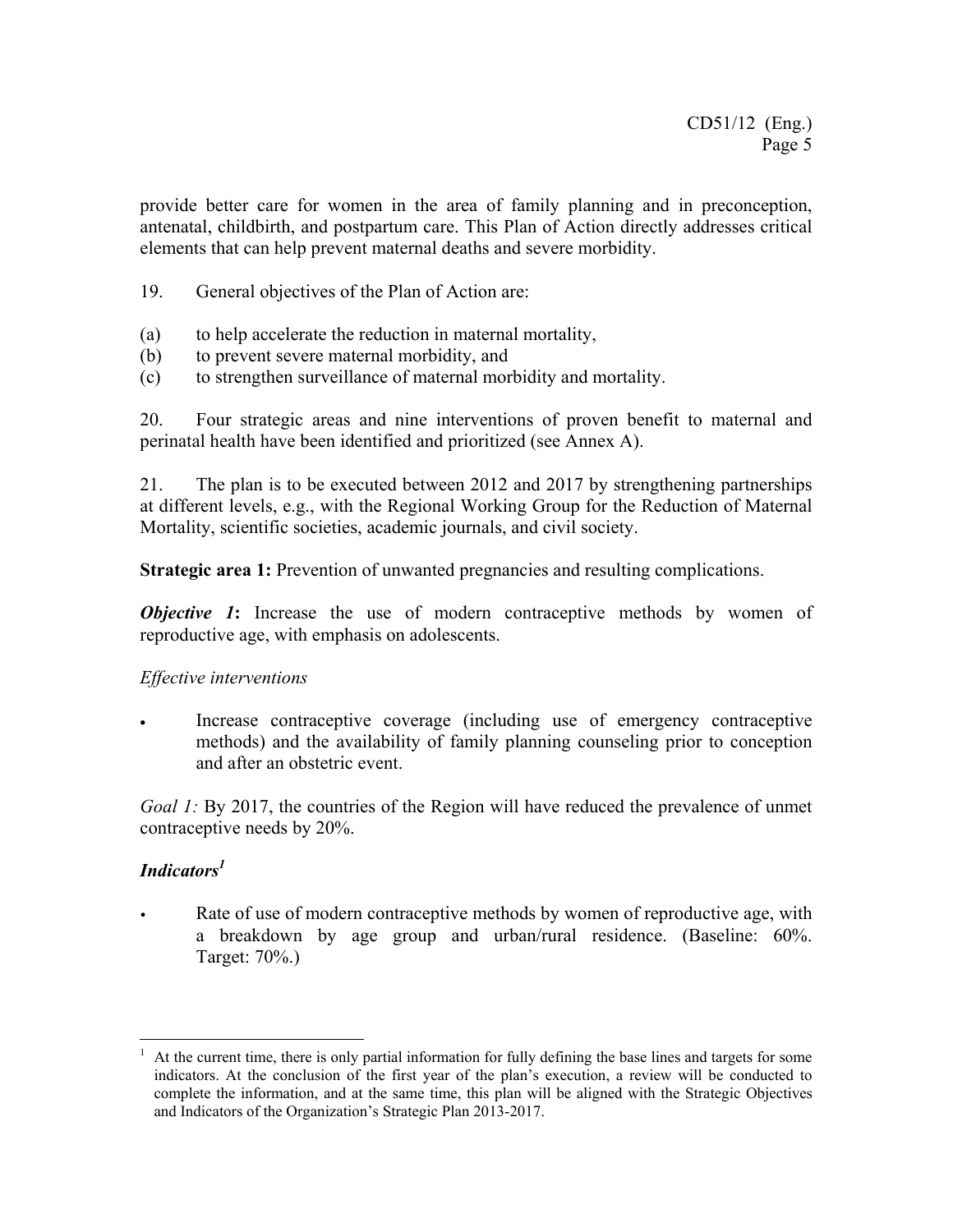provide better care for women in the area of family planning and in preconception, antenatal, childbirth, and postpartum care. This Plan of Action directly addresses critical elements that can help prevent maternal deaths and severe morbidity.

19. General objectives of the Plan of Action are:

(a) to help accelerate the reduction in maternal mortality,
(b) to prevent severe maternal morbidity, and
(c) to strengthen surveillance of maternal morbidity and mortality.

20. Four strategic areas and nine interventions of proven benefit to maternal and perinatal health have been identified and prioritized (see Annex A).

21. The plan is to be executed between 2012 and 2017 by strengthening partnerships at different levels, e.g., with the Regional Working Group for the Reduction of Maternal Mortality, scientific societies, academic journals, and civil society.

**Strategic area 1:** Prevention of unwanted pregnancies and resulting complications.

***Objective 1*:** Increase the use of modern contraceptive methods by women of reproductive age, with emphasis on adolescents.

*Effective interventions*

- Increase contraceptive coverage (including use of emergency contraceptive methods) and the availability of family planning counseling prior to conception and after an obstetric event.

*Goal 1:* By 2017, the countries of the Region will have reduced the prevalence of unmet contraceptive needs by 20%.

***Indicators***[1]

- Rate of use of modern contraceptive methods by women of reproductive age, with a breakdown by age group and urban/rural residence. (Baseline: 60%. Target: 70%.)

[1] At the current time, there is only partial information for fully defining the base lines and targets for some indicators. At the conclusion of the first year of the plan's execution, a review will be conducted to complete the information, and at the same time, this plan will be aligned with the Strategic Objectives and Indicators of the Organization's Strategic Plan 2013-2017.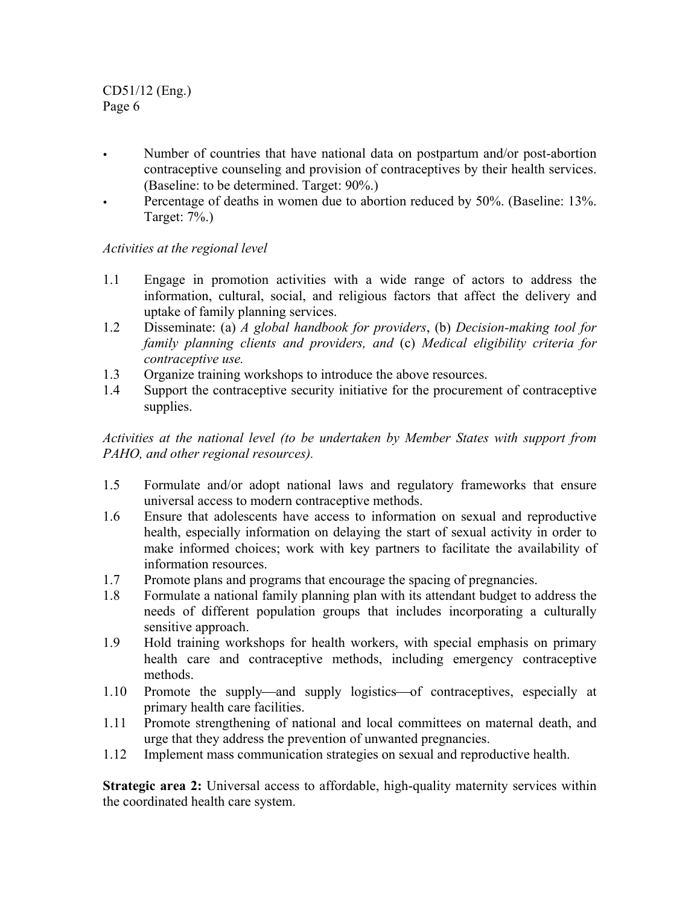- Number of countries that have national data on postpartum and/or post-abortion contraceptive counseling and provision of contraceptives by their health services. (Baseline: to be determined. Target: 90%.)
- Percentage of deaths in women due to abortion reduced by 50%. (Baseline: 13%. Target: 7%.)

*Activities at the regional level*

1.1 Engage in promotion activities with a wide range of actors to address the information, cultural, social, and religious factors that affect the delivery and uptake of family planning services.
1.2 Disseminate: (a) *A global handbook for providers*, (b) *Decision-making tool for family planning clients and providers, and* (c) *Medical eligibility criteria for contraceptive use.*
1.3 Organize training workshops to introduce the above resources.
1.4 Support the contraceptive security initiative for the procurement of contraceptive supplies.

*Activities at the national level (to be undertaken by Member States with support from PAHO, and other regional resources).*

1.5 Formulate and/or adopt national laws and regulatory frameworks that ensure universal access to modern contraceptive methods.
1.6 Ensure that adolescents have access to information on sexual and reproductive health, especially information on delaying the start of sexual activity in order to make informed choices; work with key partners to facilitate the availability of information resources.
1.7 Promote plans and programs that encourage the spacing of pregnancies.
1.8 Formulate a national family planning plan with its attendant budget to address the needs of different population groups that includes incorporating a culturally sensitive approach.
1.9 Hold training workshops for health workers, with special emphasis on primary health care and contraceptive methods, including emergency contraceptive methods.
1.10 Promote the supply—and supply logistics—of contraceptives, especially at primary health care facilities.
1.11 Promote strengthening of national and local committees on maternal death, and urge that they address the prevention of unwanted pregnancies.
1.12 Implement mass communication strategies on sexual and reproductive health.

**Strategic area 2:** Universal access to affordable, high-quality maternity services within the coordinated health care system.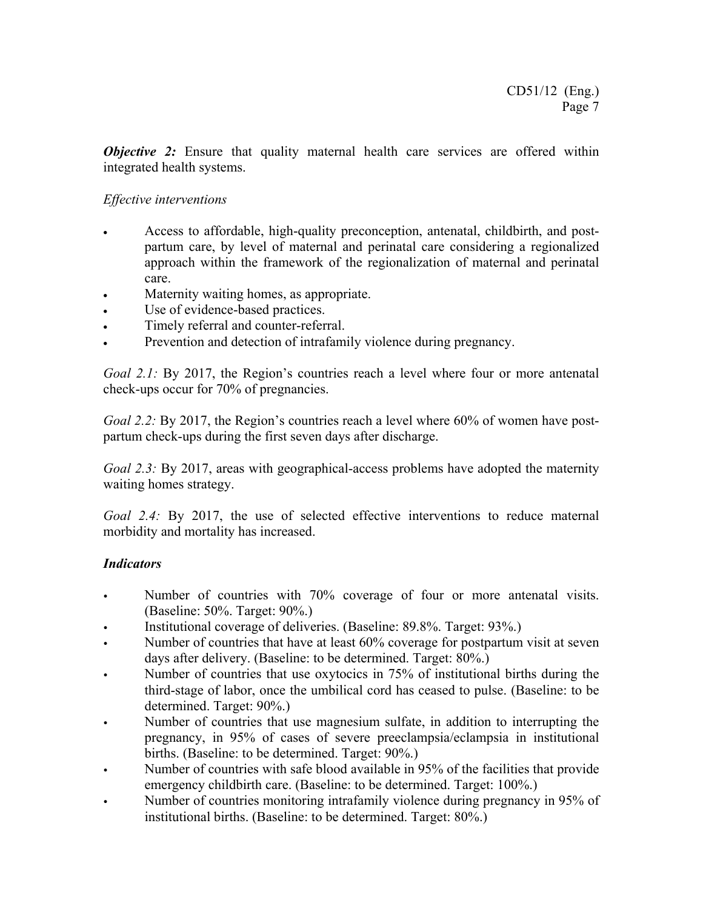***Objective 2:*** Ensure that quality maternal health care services are offered within integrated health systems.

*Effective interventions*

- Access to affordable, high-quality preconception, antenatal, childbirth, and post-partum care, by level of maternal and perinatal care considering a regionalized approach within the framework of the regionalization of maternal and perinatal care.
- Maternity waiting homes, as appropriate.
- Use of evidence-based practices.
- Timely referral and counter-referral.
- Prevention and detection of intrafamily violence during pregnancy.

*Goal 2.1:* By 2017, the Region's countries reach a level where four or more antenatal check-ups occur for 70% of pregnancies.

*Goal 2.2:* By 2017, the Region's countries reach a level where 60% of women have post-partum check-ups during the first seven days after discharge.

*Goal 2.3:* By 2017, areas with geographical-access problems have adopted the maternity waiting homes strategy.

*Goal 2.4:* By 2017, the use of selected effective interventions to reduce maternal morbidity and mortality has increased.

***Indicators***

- Number of countries with 70% coverage of four or more antenatal visits. (Baseline: 50%. Target: 90%.)
- Institutional coverage of deliveries. (Baseline: 89.8%. Target: 93%.)
- Number of countries that have at least 60% coverage for postpartum visit at seven days after delivery. (Baseline: to be determined. Target: 80%.)
- Number of countries that use oxytocics in 75% of institutional births during the third-stage of labor, once the umbilical cord has ceased to pulse. (Baseline: to be determined. Target: 90%.)
- Number of countries that use magnesium sulfate, in addition to interrupting the pregnancy, in 95% of cases of severe preeclampsia/eclampsia in institutional births. (Baseline: to be determined. Target: 90%.)
- Number of countries with safe blood available in 95% of the facilities that provide emergency childbirth care. (Baseline: to be determined. Target: 100%.)
- Number of countries monitoring intrafamily violence during pregnancy in 95% of institutional births. (Baseline: to be determined. Target: 80%.)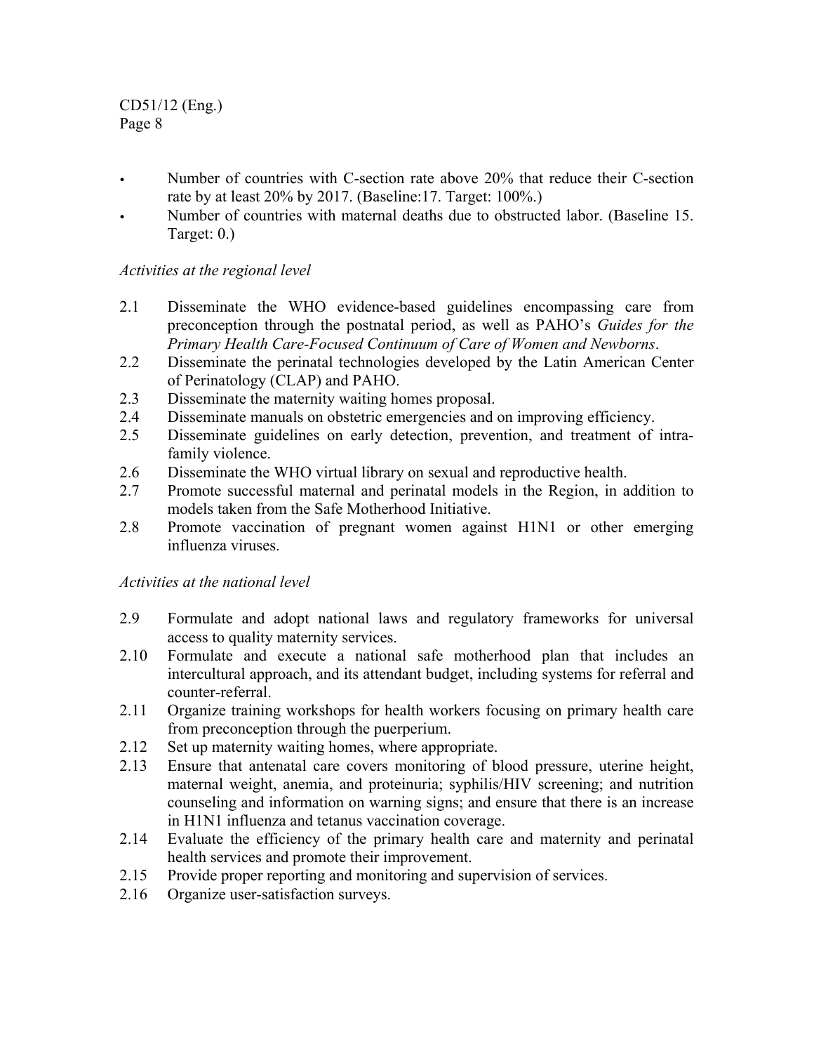- Number of countries with C-section rate above 20% that reduce their C-section rate by at least 20% by 2017. (Baseline:17. Target: 100%.)
- Number of countries with maternal deaths due to obstructed labor. (Baseline 15. Target: 0.)

*Activities at the regional level*

2.1 Disseminate the WHO evidence-based guidelines encompassing care from preconception through the postnatal period, as well as PAHO's *Guides for the Primary Health Care-Focused Continuum of Care of Women and Newborns*.

2.2 Disseminate the perinatal technologies developed by the Latin American Center of Perinatology (CLAP) and PAHO.

2.3 Disseminate the maternity waiting homes proposal.

2.4 Disseminate manuals on obstetric emergencies and on improving efficiency.

2.5 Disseminate guidelines on early detection, prevention, and treatment of intra-family violence.

2.6 Disseminate the WHO virtual library on sexual and reproductive health.

2.7 Promote successful maternal and perinatal models in the Region, in addition to models taken from the Safe Motherhood Initiative.

2.8 Promote vaccination of pregnant women against H1N1 or other emerging influenza viruses.

*Activities at the national level*

2.9 Formulate and adopt national laws and regulatory frameworks for universal access to quality maternity services.

2.10 Formulate and execute a national safe motherhood plan that includes an intercultural approach, and its attendant budget, including systems for referral and counter-referral.

2.11 Organize training workshops for health workers focusing on primary health care from preconception through the puerperium.

2.12 Set up maternity waiting homes, where appropriate.

2.13 Ensure that antenatal care covers monitoring of blood pressure, uterine height, maternal weight, anemia, and proteinuria; syphilis/HIV screening; and nutrition counseling and information on warning signs; and ensure that there is an increase in H1N1 influenza and tetanus vaccination coverage.

2.14 Evaluate the efficiency of the primary health care and maternity and perinatal health services and promote their improvement.

2.15 Provide proper reporting and monitoring and supervision of services.

2.16 Organize user-satisfaction surveys.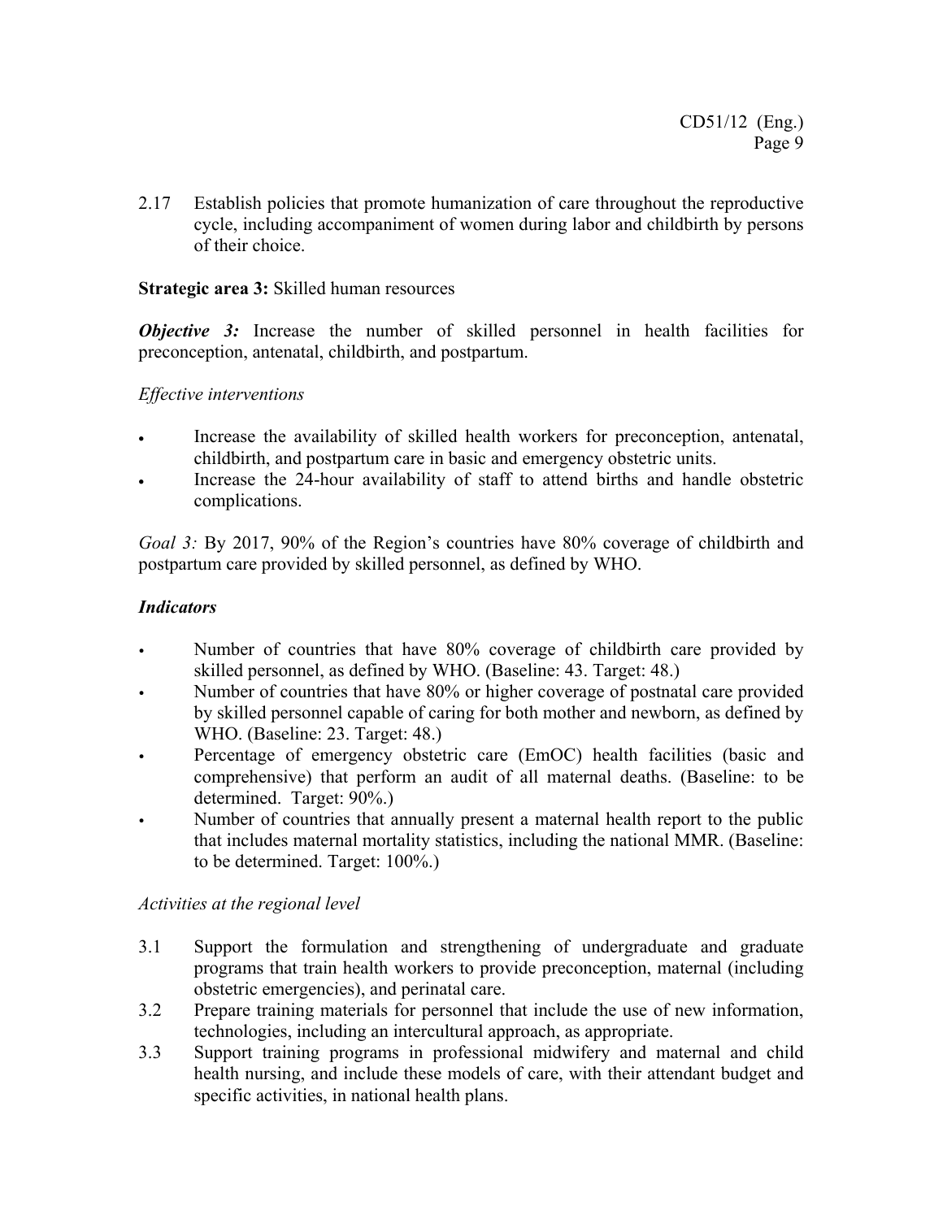2.17 Establish policies that promote humanization of care throughout the reproductive cycle, including accompaniment of women during labor and childbirth by persons of their choice.

**Strategic area 3:** Skilled human resources

***Objective 3:*** Increase the number of skilled personnel in health facilities for preconception, antenatal, childbirth, and postpartum.

*Effective interventions*

- Increase the availability of skilled health workers for preconception, antenatal, childbirth, and postpartum care in basic and emergency obstetric units.
- Increase the 24-hour availability of staff to attend births and handle obstetric complications.

*Goal 3:* By 2017, 90% of the Region's countries have 80% coverage of childbirth and postpartum care provided by skilled personnel, as defined by WHO.

***Indicators***

- Number of countries that have 80% coverage of childbirth care provided by skilled personnel, as defined by WHO. (Baseline: 43. Target: 48.)
- Number of countries that have 80% or higher coverage of postnatal care provided by skilled personnel capable of caring for both mother and newborn, as defined by WHO. (Baseline: 23. Target: 48.)
- Percentage of emergency obstetric care (EmOC) health facilities (basic and comprehensive) that perform an audit of all maternal deaths. (Baseline: to be determined. Target: 90%.)
- Number of countries that annually present a maternal health report to the public that includes maternal mortality statistics, including the national MMR. (Baseline: to be determined. Target: 100%.)

*Activities at the regional level*

3.1 Support the formulation and strengthening of undergraduate and graduate programs that train health workers to provide preconception, maternal (including obstetric emergencies), and perinatal care.

3.2 Prepare training materials for personnel that include the use of new information, technologies, including an intercultural approach, as appropriate.

3.3 Support training programs in professional midwifery and maternal and child health nursing, and include these models of care, with their attendant budget and specific activities, in national health plans.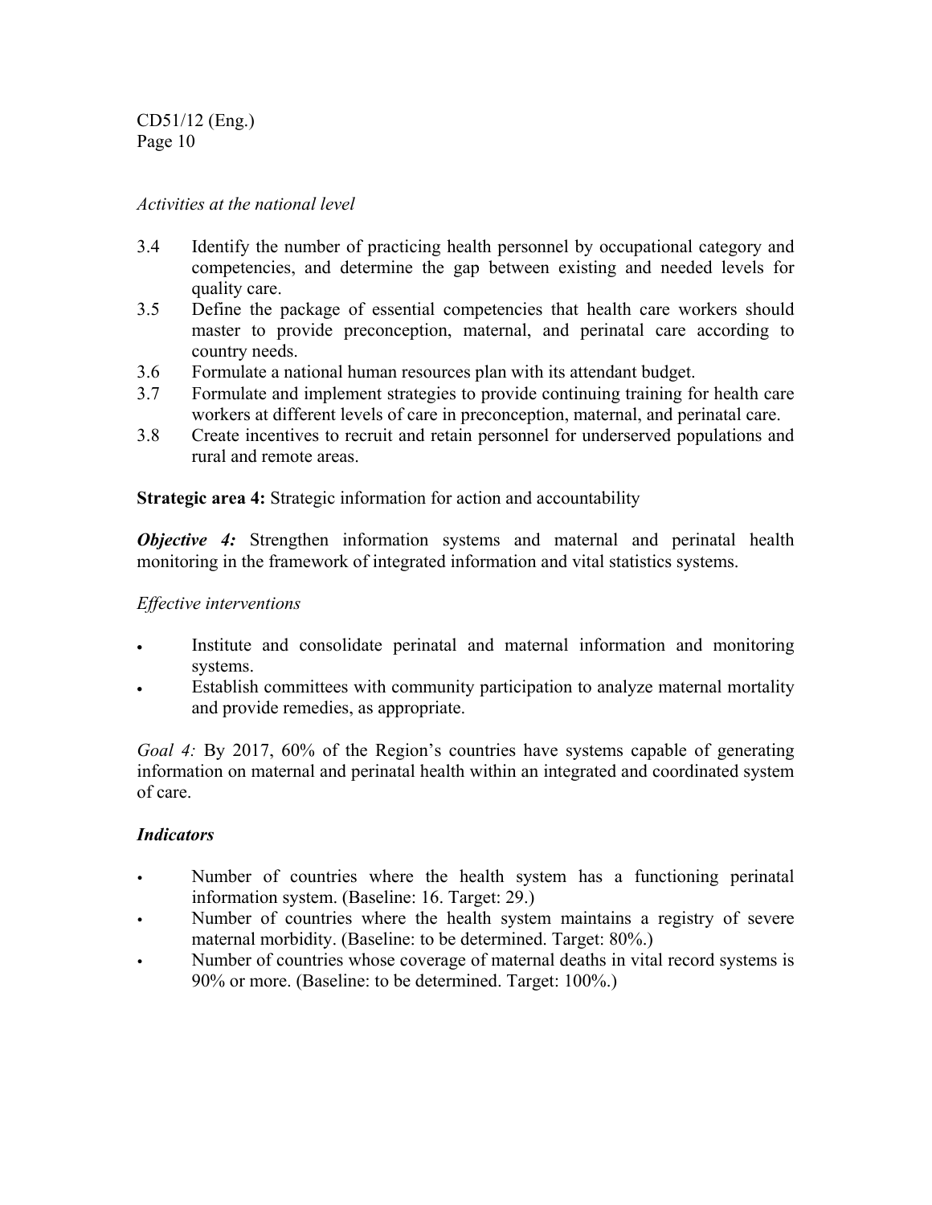*Activities at the national level*

3.4 Identify the number of practicing health personnel by occupational category and competencies, and determine the gap between existing and needed levels for quality care.
3.5 Define the package of essential competencies that health care workers should master to provide preconception, maternal, and perinatal care according to country needs.
3.6 Formulate a national human resources plan with its attendant budget.
3.7 Formulate and implement strategies to provide continuing training for health care workers at different levels of care in preconception, maternal, and perinatal care.
3.8 Create incentives to recruit and retain personnel for underserved populations and rural and remote areas.

**Strategic area 4:** Strategic information for action and accountability

***Objective 4:*** Strengthen information systems and maternal and perinatal health monitoring in the framework of integrated information and vital statistics systems.

*Effective interventions*

- Institute and consolidate perinatal and maternal information and monitoring systems.
- Establish committees with community participation to analyze maternal mortality and provide remedies, as appropriate.

*Goal 4:* By 2017, 60% of the Region's countries have systems capable of generating information on maternal and perinatal health within an integrated and coordinated system of care.

***Indicators***

- Number of countries where the health system has a functioning perinatal information system. (Baseline: 16. Target: 29.)
- Number of countries where the health system maintains a registry of severe maternal morbidity. (Baseline: to be determined. Target: 80%.)
- Number of countries whose coverage of maternal deaths in vital record systems is 90% or more. (Baseline: to be determined. Target: 100%.)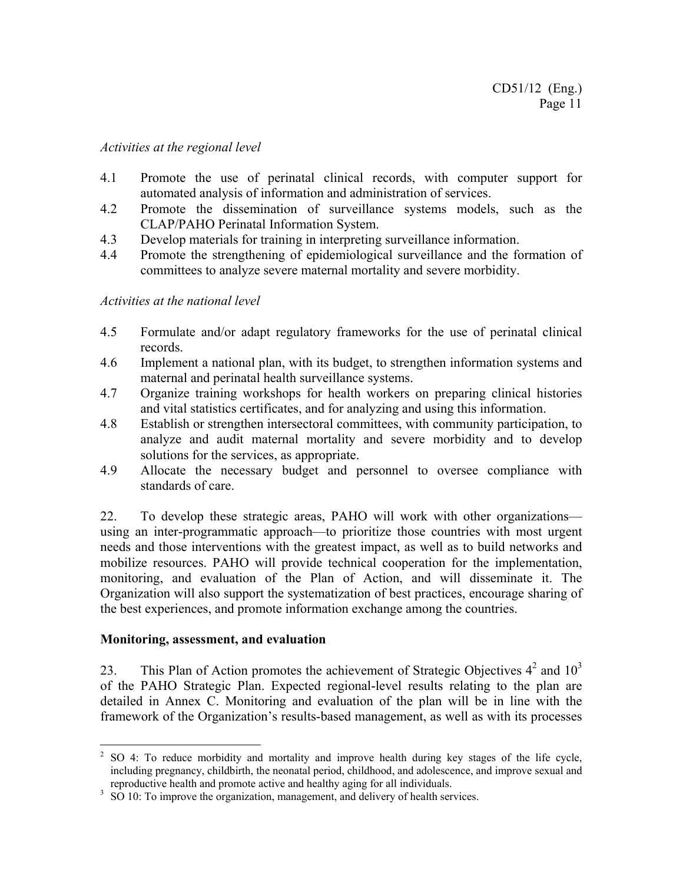*Activities at the regional level*

4.1 Promote the use of perinatal clinical records, with computer support for automated analysis of information and administration of services.

4.2 Promote the dissemination of surveillance systems models, such as the CLAP/PAHO Perinatal Information System.

4.3 Develop materials for training in interpreting surveillance information.

4.4 Promote the strengthening of epidemiological surveillance and the formation of committees to analyze severe maternal mortality and severe morbidity.

*Activities at the national level*

4.5 Formulate and/or adapt regulatory frameworks for the use of perinatal clinical records.

4.6 Implement a national plan, with its budget, to strengthen information systems and maternal and perinatal health surveillance systems.

4.7 Organize training workshops for health workers on preparing clinical histories and vital statistics certificates, and for analyzing and using this information.

4.8 Establish or strengthen intersectoral committees, with community participation, to analyze and audit maternal mortality and severe morbidity and to develop solutions for the services, as appropriate.

4.9 Allocate the necessary budget and personnel to oversee compliance with standards of care.

22. To develop these strategic areas, PAHO will work with other organizations—using an inter-programmatic approach—to prioritize those countries with most urgent needs and those interventions with the greatest impact, as well as to build networks and mobilize resources. PAHO will provide technical cooperation for the implementation, monitoring, and evaluation of the Plan of Action, and will disseminate it. The Organization will also support the systematization of best practices, encourage sharing of the best experiences, and promote information exchange among the countries.

**Monitoring, assessment, and evaluation**

23. This Plan of Action promotes the achievement of Strategic Objectives 4[2] and 10[3] of the PAHO Strategic Plan. Expected regional-level results relating to the plan are detailed in Annex C. Monitoring and evaluation of the plan will be in line with the framework of the Organization's results-based management, as well as with its processes

---

[2] SO 4: To reduce morbidity and mortality and improve health during key stages of the life cycle, including pregnancy, childbirth, the neonatal period, childhood, and adolescence, and improve sexual and reproductive health and promote active and healthy aging for all individuals.

[3] SO 10: To improve the organization, management, and delivery of health services.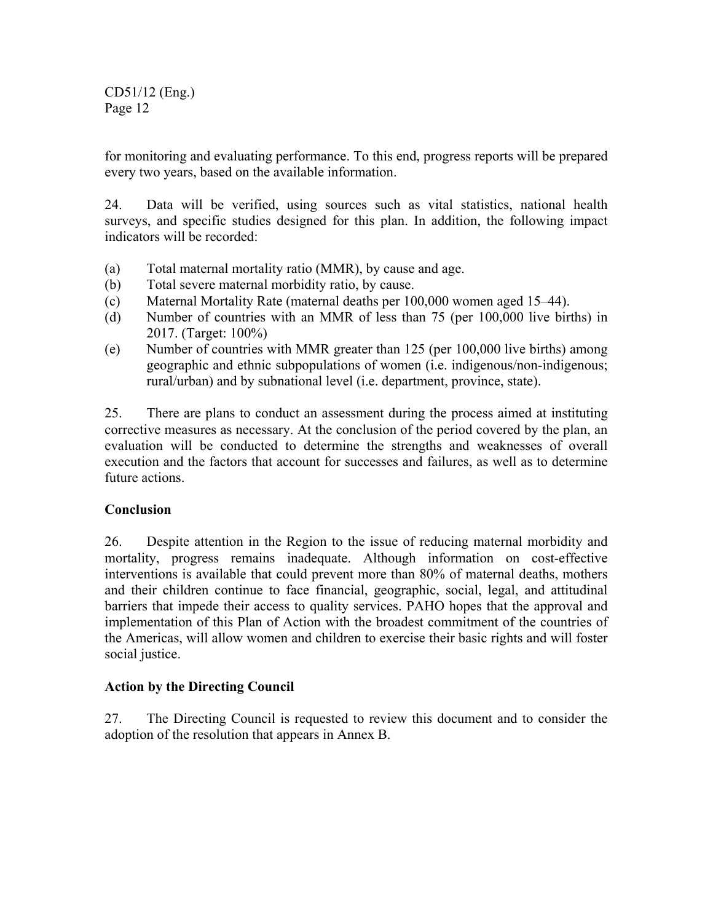for monitoring and evaluating performance. To this end, progress reports will be prepared every two years, based on the available information.

24. Data will be verified, using sources such as vital statistics, national health surveys, and specific studies designed for this plan. In addition, the following impact indicators will be recorded:

(a) Total maternal mortality ratio (MMR), by cause and age.
(b) Total severe maternal morbidity ratio, by cause.
(c) Maternal Mortality Rate (maternal deaths per 100,000 women aged 15–44).
(d) Number of countries with an MMR of less than 75 (per 100,000 live births) in 2017. (Target: 100%)
(e) Number of countries with MMR greater than 125 (per 100,000 live births) among geographic and ethnic subpopulations of women (i.e. indigenous/non-indigenous; rural/urban) and by subnational level (i.e. department, province, state).

25. There are plans to conduct an assessment during the process aimed at instituting corrective measures as necessary. At the conclusion of the period covered by the plan, an evaluation will be conducted to determine the strengths and weaknesses of overall execution and the factors that account for successes and failures, as well as to determine future actions.

## Conclusion

26. Despite attention in the Region to the issue of reducing maternal morbidity and mortality, progress remains inadequate. Although information on cost-effective interventions is available that could prevent more than 80% of maternal deaths, mothers and their children continue to face financial, geographic, social, legal, and attitudinal barriers that impede their access to quality services. PAHO hopes that the approval and implementation of this Plan of Action with the broadest commitment of the countries of the Americas, will allow women and children to exercise their basic rights and will foster social justice.

## Action by the Directing Council

27. The Directing Council is requested to review this document and to consider the adoption of the resolution that appears in Annex B.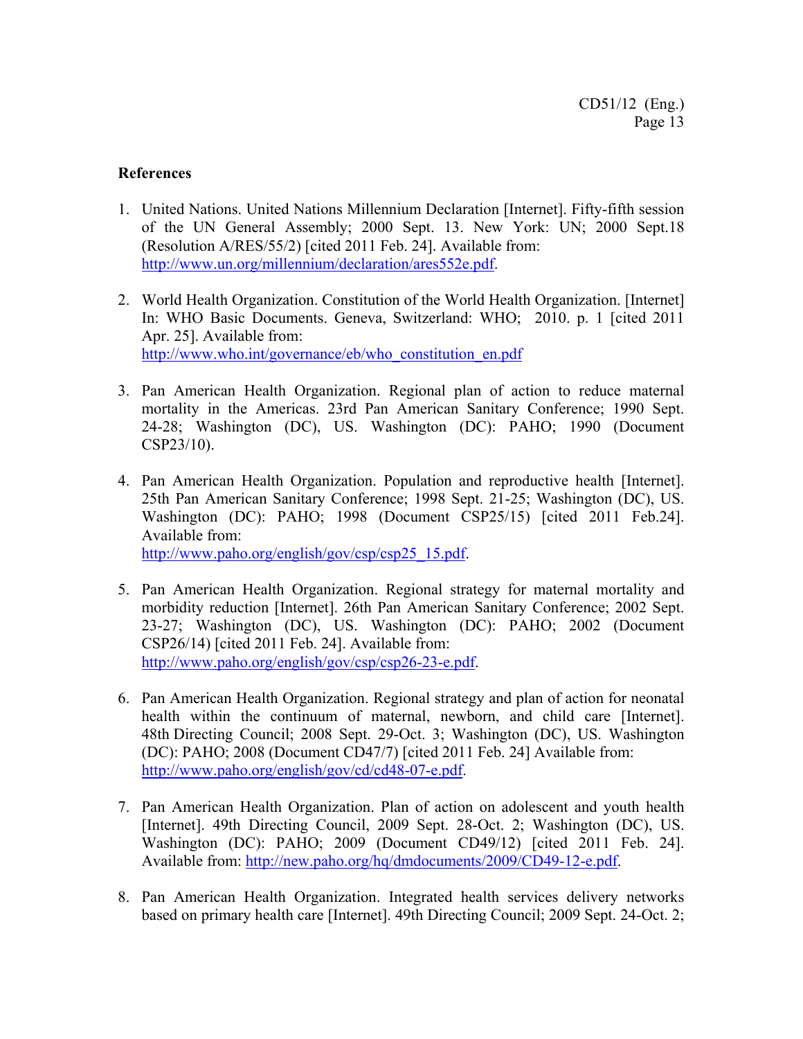## References

1. United Nations. United Nations Millennium Declaration [Internet]. Fifty-fifth session of the UN General Assembly; 2000 Sept. 13. New York: UN; 2000 Sept.18 (Resolution A/RES/55/2) [cited 2011 Feb. 24]. Available from: http://www.un.org/millennium/declaration/ares552e.pdf.

2. World Health Organization. Constitution of the World Health Organization. [Internet] In: WHO Basic Documents. Geneva, Switzerland: WHO; 2010. p. 1 [cited 2011 Apr. 25]. Available from: http://www.who.int/governance/eb/who_constitution_en.pdf

3. Pan American Health Organization. Regional plan of action to reduce maternal mortality in the Americas. 23rd Pan American Sanitary Conference; 1990 Sept. 24-28; Washington (DC), US. Washington (DC): PAHO; 1990 (Document CSP23/10).

4. Pan American Health Organization. Population and reproductive health [Internet]. 25th Pan American Sanitary Conference; 1998 Sept. 21-25; Washington (DC), US. Washington (DC): PAHO; 1998 (Document CSP25/15) [cited 2011 Feb.24]. Available from: http://www.paho.org/english/gov/csp/csp25_15.pdf.

5. Pan American Health Organization. Regional strategy for maternal mortality and morbidity reduction [Internet]. 26th Pan American Sanitary Conference; 2002 Sept. 23-27; Washington (DC), US. Washington (DC): PAHO; 2002 (Document CSP26/14) [cited 2011 Feb. 24]. Available from: http://www.paho.org/english/gov/csp/csp26-23-e.pdf.

6. Pan American Health Organization. Regional strategy and plan of action for neonatal health within the continuum of maternal, newborn, and child care [Internet]. 48th Directing Council; 2008 Sept. 29-Oct. 3; Washington (DC), US. Washington (DC): PAHO; 2008 (Document CD47/7) [cited 2011 Feb. 24] Available from: http://www.paho.org/english/gov/cd/cd48-07-e.pdf.

7. Pan American Health Organization. Plan of action on adolescent and youth health [Internet]. 49th Directing Council, 2009 Sept. 28-Oct. 2; Washington (DC), US. Washington (DC): PAHO; 2009 (Document CD49/12) [cited 2011 Feb. 24]. Available from: http://new.paho.org/hq/dmdocuments/2009/CD49-12-e.pdf.

8. Pan American Health Organization. Integrated health services delivery networks based on primary health care [Internet]. 49th Directing Council; 2009 Sept. 24-Oct. 2;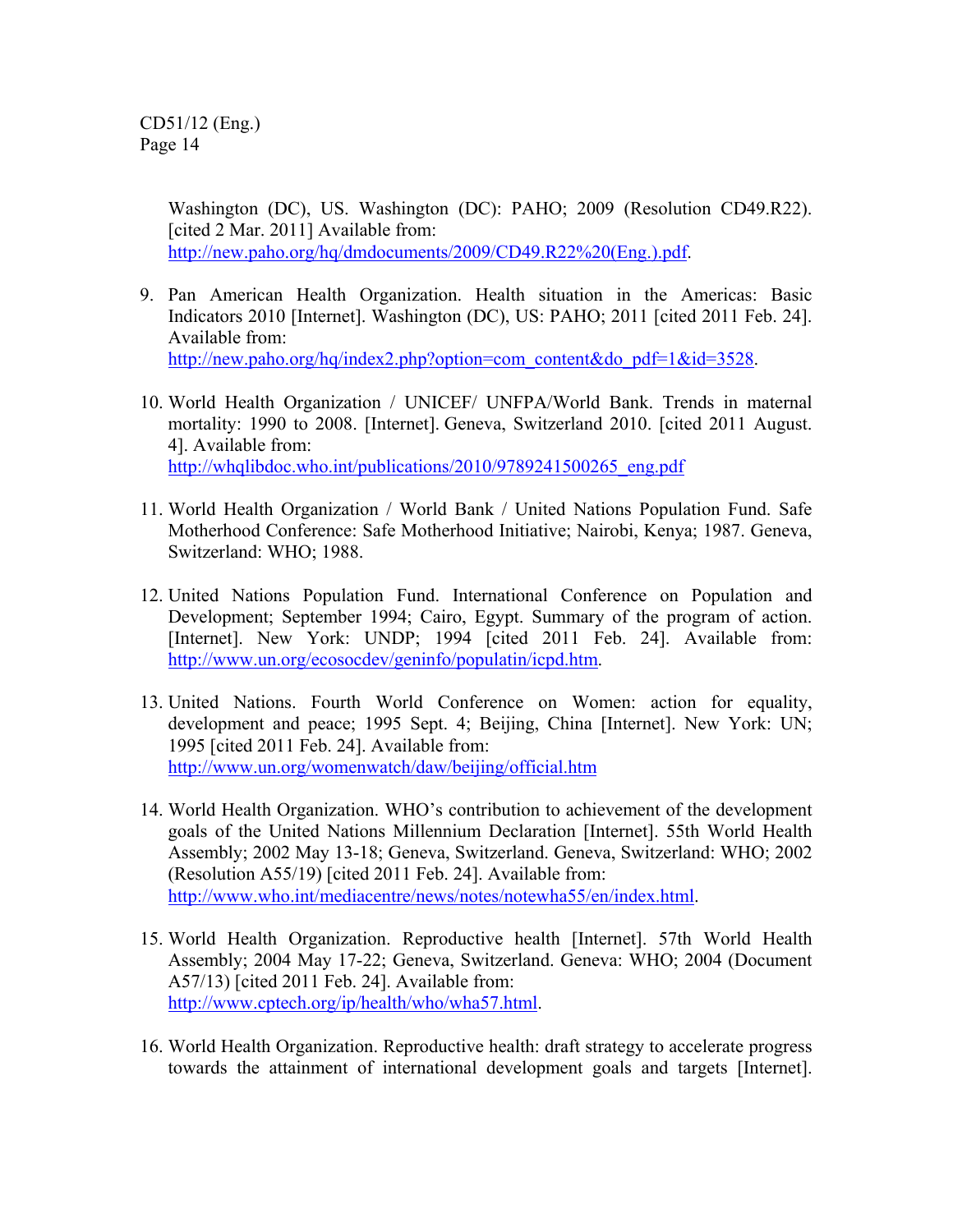Washington (DC), US. Washington (DC): PAHO; 2009 (Resolution CD49.R22). [cited 2 Mar. 2011] Available from: http://new.paho.org/hq/dmdocuments/2009/CD49.R22%20(Eng.).pdf.

9. Pan American Health Organization. Health situation in the Americas: Basic Indicators 2010 [Internet]. Washington (DC), US: PAHO; 2011 [cited 2011 Feb. 24]. Available from: http://new.paho.org/hq/index2.php?option=com_content&do_pdf=1&id=3528.

10. World Health Organization / UNICEF/ UNFPA/World Bank. Trends in maternal mortality: 1990 to 2008. [Internet]. Geneva, Switzerland 2010. [cited 2011 August. 4]. Available from: http://whqlibdoc.who.int/publications/2010/9789241500265_eng.pdf

11. World Health Organization / World Bank / United Nations Population Fund. Safe Motherhood Conference: Safe Motherhood Initiative; Nairobi, Kenya; 1987. Geneva, Switzerland: WHO; 1988.

12. United Nations Population Fund. International Conference on Population and Development; September 1994; Cairo, Egypt. Summary of the program of action. [Internet]. New York: UNDP; 1994 [cited 2011 Feb. 24]. Available from: http://www.un.org/ecosocdev/geninfo/populatin/icpd.htm.

13. United Nations. Fourth World Conference on Women: action for equality, development and peace; 1995 Sept. 4; Beijing, China [Internet]. New York: UN; 1995 [cited 2011 Feb. 24]. Available from: http://www.un.org/womenwatch/daw/beijing/official.htm

14. World Health Organization. WHO's contribution to achievement of the development goals of the United Nations Millennium Declaration [Internet]. 55th World Health Assembly; 2002 May 13-18; Geneva, Switzerland. Geneva, Switzerland: WHO; 2002 (Resolution A55/19) [cited 2011 Feb. 24]. Available from: http://www.who.int/mediacentre/news/notes/notewha55/en/index.html.

15. World Health Organization. Reproductive health [Internet]. 57th World Health Assembly; 2004 May 17-22; Geneva, Switzerland. Geneva: WHO; 2004 (Document A57/13) [cited 2011 Feb. 24]. Available from: http://www.cptech.org/ip/health/who/wha57.html.

16. World Health Organization. Reproductive health: draft strategy to accelerate progress towards the attainment of international development goals and targets [Internet].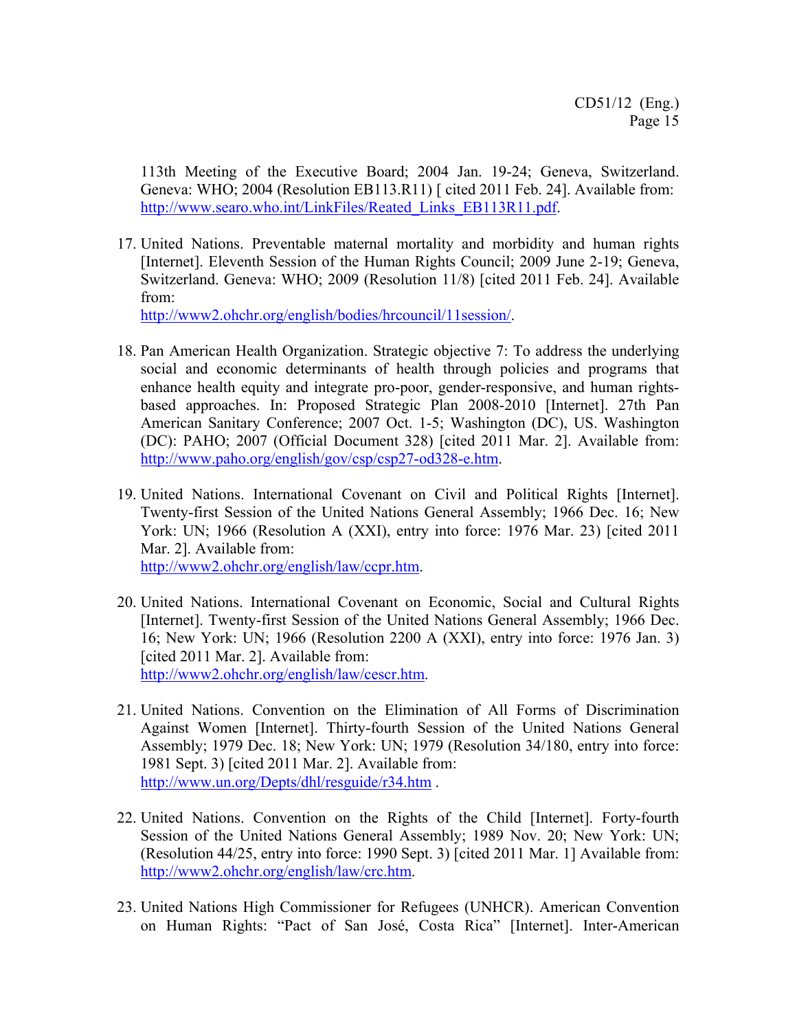113th Meeting of the Executive Board; 2004 Jan. 19-24; Geneva, Switzerland. Geneva: WHO; 2004 (Resolution EB113.R11) [ cited 2011 Feb. 24]. Available from: http://www.searo.who.int/LinkFiles/Reated_Links_EB113R11.pdf.

17. United Nations. Preventable maternal mortality and morbidity and human rights [Internet]. Eleventh Session of the Human Rights Council; 2009 June 2-19; Geneva, Switzerland. Geneva: WHO; 2009 (Resolution 11/8) [cited 2011 Feb. 24]. Available from:
    http://www2.ohchr.org/english/bodies/hrcouncil/11session/.

18. Pan American Health Organization. Strategic objective 7: To address the underlying social and economic determinants of health through policies and programs that enhance health equity and integrate pro-poor, gender-responsive, and human rights-based approaches. In: Proposed Strategic Plan 2008-2010 [Internet]. 27th Pan American Sanitary Conference; 2007 Oct. 1-5; Washington (DC), US. Washington (DC): PAHO; 2007 (Official Document 328) [cited 2011 Mar. 2]. Available from: http://www.paho.org/english/gov/csp/csp27-od328-e.htm.

19. United Nations. International Covenant on Civil and Political Rights [Internet]. Twenty-first Session of the United Nations General Assembly; 1966 Dec. 16; New York: UN; 1966 (Resolution A (XXI), entry into force: 1976 Mar. 23) [cited 2011 Mar. 2]. Available from:
    http://www2.ohchr.org/english/law/ccpr.htm.

20. United Nations. International Covenant on Economic, Social and Cultural Rights [Internet]. Twenty-first Session of the United Nations General Assembly; 1966 Dec. 16; New York: UN; 1966 (Resolution 2200 A (XXI), entry into force: 1976 Jan. 3) [cited 2011 Mar. 2]. Available from:
    http://www2.ohchr.org/english/law/cescr.htm.

21. United Nations. Convention on the Elimination of All Forms of Discrimination Against Women [Internet]. Thirty-fourth Session of the United Nations General Assembly; 1979 Dec. 18; New York: UN; 1979 (Resolution 34/180, entry into force: 1981 Sept. 3) [cited 2011 Mar. 2]. Available from:
    http://www.un.org/Depts/dhl/resguide/r34.htm .

22. United Nations. Convention on the Rights of the Child [Internet]. Forty-fourth Session of the United Nations General Assembly; 1989 Nov. 20; New York: UN; (Resolution 44/25, entry into force: 1990 Sept. 3) [cited 2011 Mar. 1] Available from: http://www2.ohchr.org/english/law/crc.htm.

23. United Nations High Commissioner for Refugees (UNHCR). American Convention on Human Rights: "Pact of San José, Costa Rica" [Internet]. Inter-American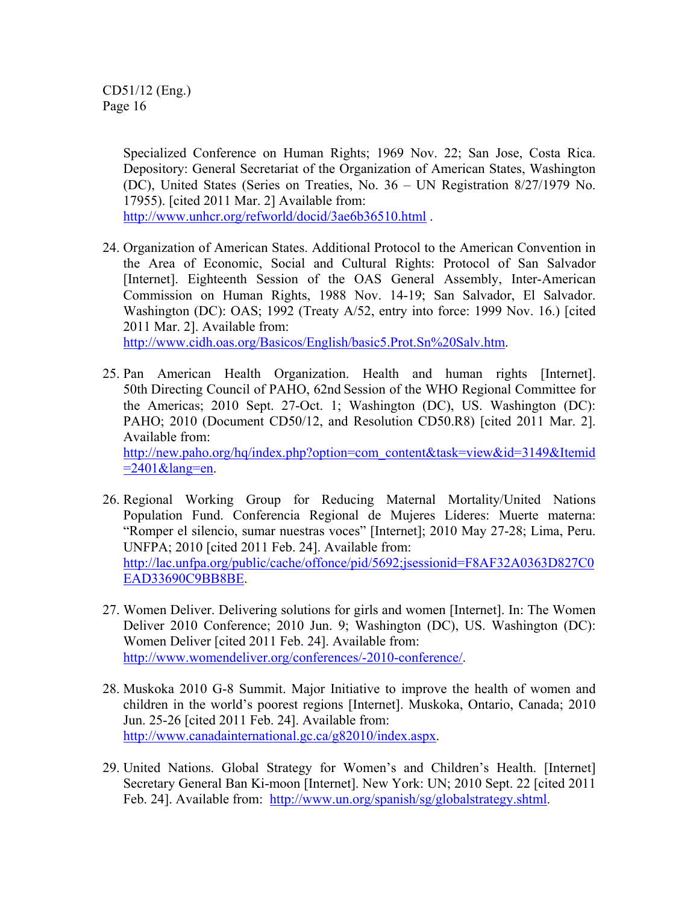Specialized Conference on Human Rights; 1969 Nov. 22; San Jose, Costa Rica. Depository: General Secretariat of the Organization of American States, Washington (DC), United States (Series on Treaties, No. 36 – UN Registration 8/27/1979 No. 17955). [cited 2011 Mar. 2] Available from: http://www.unhcr.org/refworld/docid/3ae6b36510.html .

24. Organization of American States. Additional Protocol to the American Convention in the Area of Economic, Social and Cultural Rights: Protocol of San Salvador [Internet]. Eighteenth Session of the OAS General Assembly, Inter-American Commission on Human Rights, 1988 Nov. 14-19; San Salvador, El Salvador. Washington (DC): OAS; 1992 (Treaty A/52, entry into force: 1999 Nov. 16.) [cited 2011 Mar. 2]. Available from: http://www.cidh.oas.org/Basicos/English/basic5.Prot.Sn%20Salv.htm.

25. Pan American Health Organization. Health and human rights [Internet]. 50th Directing Council of PAHO, 62nd Session of the WHO Regional Committee for the Americas; 2010 Sept. 27-Oct. 1; Washington (DC), US. Washington (DC): PAHO; 2010 (Document CD50/12, and Resolution CD50.R8) [cited 2011 Mar. 2]. Available from: http://new.paho.org/hq/index.php?option=com_content&task=view&id=3149&Itemid=2401&lang=en.

26. Regional Working Group for Reducing Maternal Mortality/United Nations Population Fund. Conferencia Regional de Mujeres Líderes: Muerte materna: "Romper el silencio, sumar nuestras voces" [Internet]; 2010 May 27-28; Lima, Peru. UNFPA; 2010 [cited 2011 Feb. 24]. Available from: http://lac.unfpa.org/public/cache/offonce/pid/5692;jsessionid=F8AF32A0363D827C0EAD33690C9BB8BE.

27. Women Deliver. Delivering solutions for girls and women [Internet]. In: The Women Deliver 2010 Conference; 2010 Jun. 9; Washington (DC), US. Washington (DC): Women Deliver [cited 2011 Feb. 24]. Available from: http://www.womendeliver.org/conferences/-2010-conference/.

28. Muskoka 2010 G-8 Summit. Major Initiative to improve the health of women and children in the world's poorest regions [Internet]. Muskoka, Ontario, Canada; 2010 Jun. 25-26 [cited 2011 Feb. 24]. Available from: http://www.canadainternational.gc.ca/g82010/index.aspx.

29. United Nations. Global Strategy for Women's and Children's Health. [Internet] Secretary General Ban Ki-moon [Internet]. New York: UN; 2010 Sept. 22 [cited 2011 Feb. 24]. Available from: http://www.un.org/spanish/sg/globalstrategy.shtml.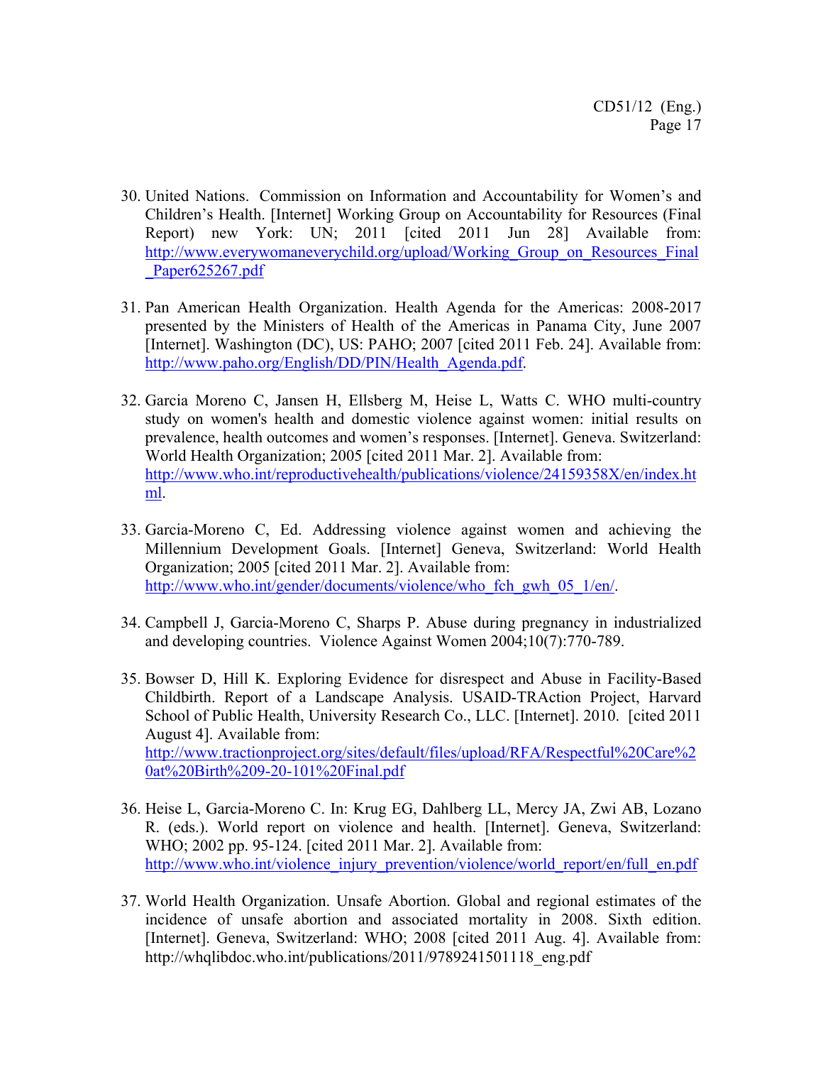30. United Nations. Commission on Information and Accountability for Women's and Children's Health. [Internet] Working Group on Accountability for Resources (Final Report) new York: UN; 2011 [cited 2011 Jun 28] Available from: http://www.everywomaneverychild.org/upload/Working_Group_on_Resources_Final_Paper625267.pdf

31. Pan American Health Organization. Health Agenda for the Americas: 2008-2017 presented by the Ministers of Health of the Americas in Panama City, June 2007 [Internet]. Washington (DC), US: PAHO; 2007 [cited 2011 Feb. 24]. Available from: http://www.paho.org/English/DD/PIN/Health_Agenda.pdf.

32. Garcia Moreno C, Jansen H, Ellsberg M, Heise L, Watts C. WHO multi-country study on women's health and domestic violence against women: initial results on prevalence, health outcomes and women's responses. [Internet]. Geneva. Switzerland: World Health Organization; 2005 [cited 2011 Mar. 2]. Available from: http://www.who.int/reproductivehealth/publications/violence/24159358X/en/index.html.

33. Garcia-Moreno C, Ed. Addressing violence against women and achieving the Millennium Development Goals. [Internet] Geneva, Switzerland: World Health Organization; 2005 [cited 2011 Mar. 2]. Available from: http://www.who.int/gender/documents/violence/who_fch_gwh_05_1/en/.

34. Campbell J, Garcia-Moreno C, Sharps P. Abuse during pregnancy in industrialized and developing countries. Violence Against Women 2004;10(7):770-789.

35. Bowser D, Hill K. Exploring Evidence for disrespect and Abuse in Facility-Based Childbirth. Report of a Landscape Analysis. USAID-TRAction Project, Harvard School of Public Health, University Research Co., LLC. [Internet]. 2010. [cited 2011 August 4]. Available from: http://www.tractionproject.org/sites/default/files/upload/RFA/Respectful%20Care%20at%20Birth%209-20-101%20Final.pdf

36. Heise L, Garcia-Moreno C. In: Krug EG, Dahlberg LL, Mercy JA, Zwi AB, Lozano R. (eds.). World report on violence and health. [Internet]. Geneva, Switzerland: WHO; 2002 pp. 95-124. [cited 2011 Mar. 2]. Available from: http://www.who.int/violence_injury_prevention/violence/world_report/en/full_en.pdf

37. World Health Organization. Unsafe Abortion. Global and regional estimates of the incidence of unsafe abortion and associated mortality in 2008. Sixth edition. [Internet]. Geneva, Switzerland: WHO; 2008 [cited 2011 Aug. 4]. Available from: http://whqlibdoc.who.int/publications/2011/9789241501118_eng.pdf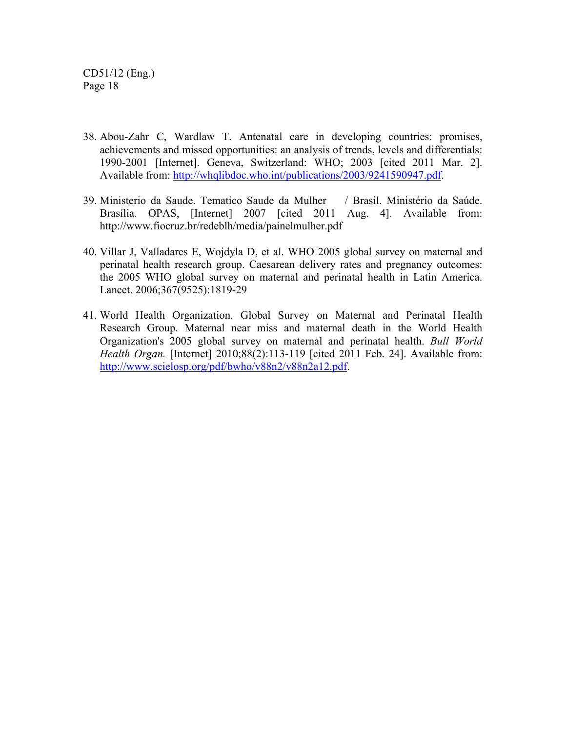38. Abou-Zahr C, Wardlaw T. Antenatal care in developing countries: promises, achievements and missed opportunities: an analysis of trends, levels and differentials: 1990-2001 [Internet]. Geneva, Switzerland: WHO; 2003 [cited 2011 Mar. 2]. Available from: http://whqlibdoc.who.int/publications/2003/9241590947.pdf.

39. Ministerio da Saude. Tematico Saude da Mulher / Brasil. Ministério da Saúde. Brasília. OPAS, [Internet] 2007 [cited 2011 Aug. 4]. Available from: http://www.fiocruz.br/redeblh/media/painelmulher.pdf

40. Villar J, Valladares E, Wojdyla D, et al. WHO 2005 global survey on maternal and perinatal health research group. Caesarean delivery rates and pregnancy outcomes: the 2005 WHO global survey on maternal and perinatal health in Latin America. Lancet. 2006;367(9525):1819-29

41. World Health Organization. Global Survey on Maternal and Perinatal Health Research Group. Maternal near miss and maternal death in the World Health Organization's 2005 global survey on maternal and perinatal health. *Bull World Health Organ.* [Internet] 2010;88(2):113-119 [cited 2011 Feb. 24]. Available from: http://www.scielosp.org/pdf/bwho/v88n2/v88n2a12.pdf.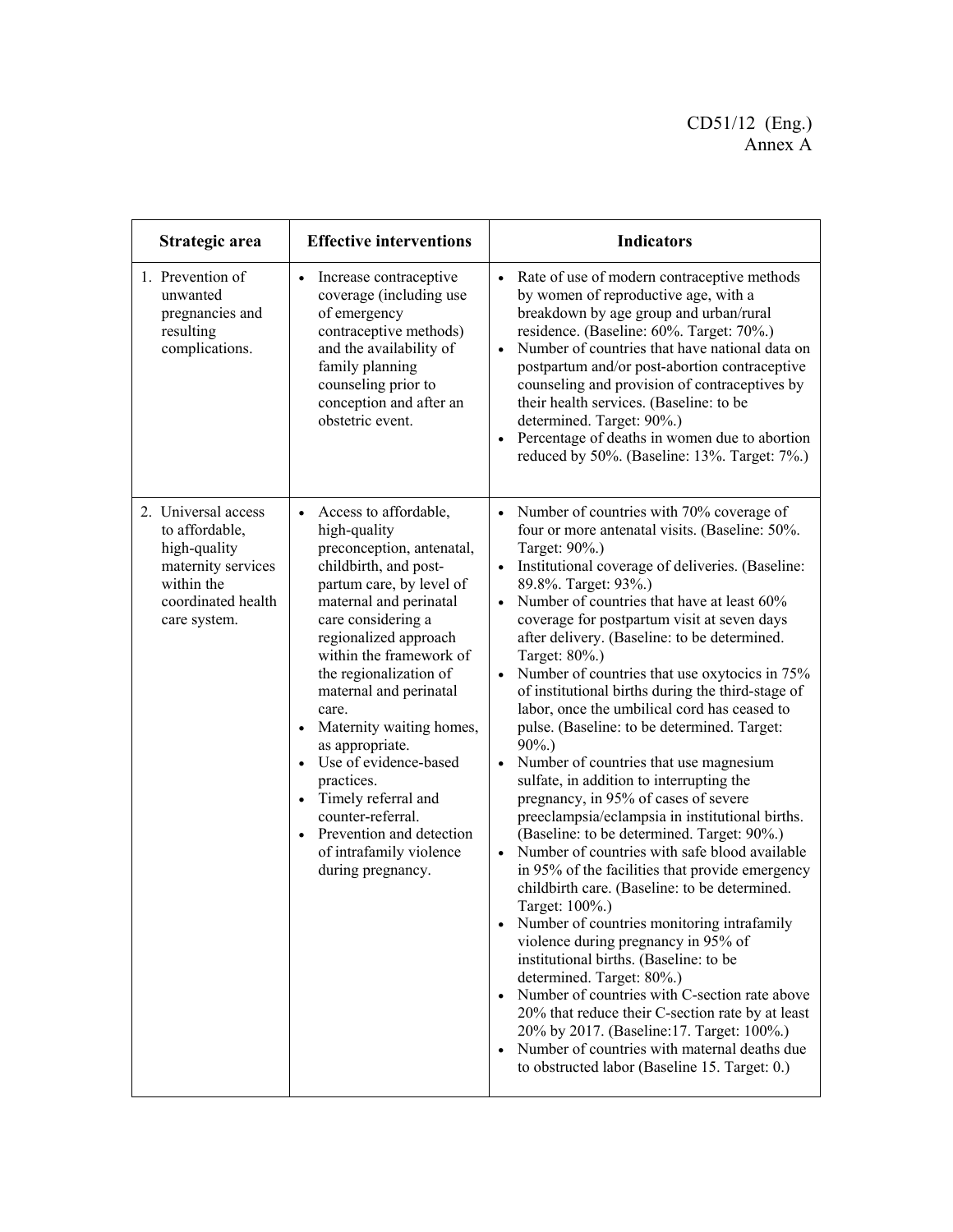| Strategic area | Effective interventions | Indicators |
|---|---|---|
| 1. Prevention of unwanted pregnancies and resulting complications. | • Increase contraceptive coverage (including use of emergency contraceptive methods) and the availability of family planning counseling prior to conception and after an obstetric event. | • Rate of use of modern contraceptive methods by women of reproductive age, with a breakdown by age group and urban/rural residence. (Baseline: 60%. Target: 70%.)<br>• Number of countries that have national data on postpartum and/or post-abortion contraceptive counseling and provision of contraceptives by their health services. (Baseline: to be determined. Target: 90%.)<br>• Percentage of deaths in women due to abortion reduced by 50%. (Baseline: 13%. Target: 7%.) |
| 2. Universal access to affordable, high-quality maternity services within the coordinated health care system. | • Access to affordable, high-quality preconception, antenatal, childbirth, and post-partum care, by level of maternal and perinatal care considering a regionalized approach within the framework of the regionalization of maternal and perinatal care.<br>• Maternity waiting homes, as appropriate.<br>• Use of evidence-based practices.<br>• Timely referral and counter-referral.<br>• Prevention and detection of intrafamily violence during pregnancy. | • Number of countries with 70% coverage of four or more antenatal visits. (Baseline: 50%. Target: 90%.)<br>• Institutional coverage of deliveries. (Baseline: 89.8%. Target: 93%.)<br>• Number of countries that have at least 60% coverage for postpartum visit at seven days after delivery. (Baseline: to be determined. Target: 80%.)<br>• Number of countries that use oxytocics in 75% of institutional births during the third-stage of labor, once the umbilical cord has ceased to pulse. (Baseline: to be determined. Target: 90%.)<br>• Number of countries that use magnesium sulfate, in addition to interrupting the pregnancy, in 95% of cases of severe preeclampsia/eclampsia in institutional births. (Baseline: to be determined. Target: 90%.)<br>• Number of countries with safe blood available in 95% of the facilities that provide emergency childbirth care. (Baseline: to be determined. Target: 100%.)<br>• Number of countries monitoring intrafamily violence during pregnancy in 95% of institutional births. (Baseline: to be determined. Target: 80%.)<br>• Number of countries with C-section rate above 20% that reduce their C-section rate by at least 20% by 2017. (Baseline:17. Target: 100%.)<br>• Number of countries with maternal deaths due to obstructed labor (Baseline 15. Target: 0.) |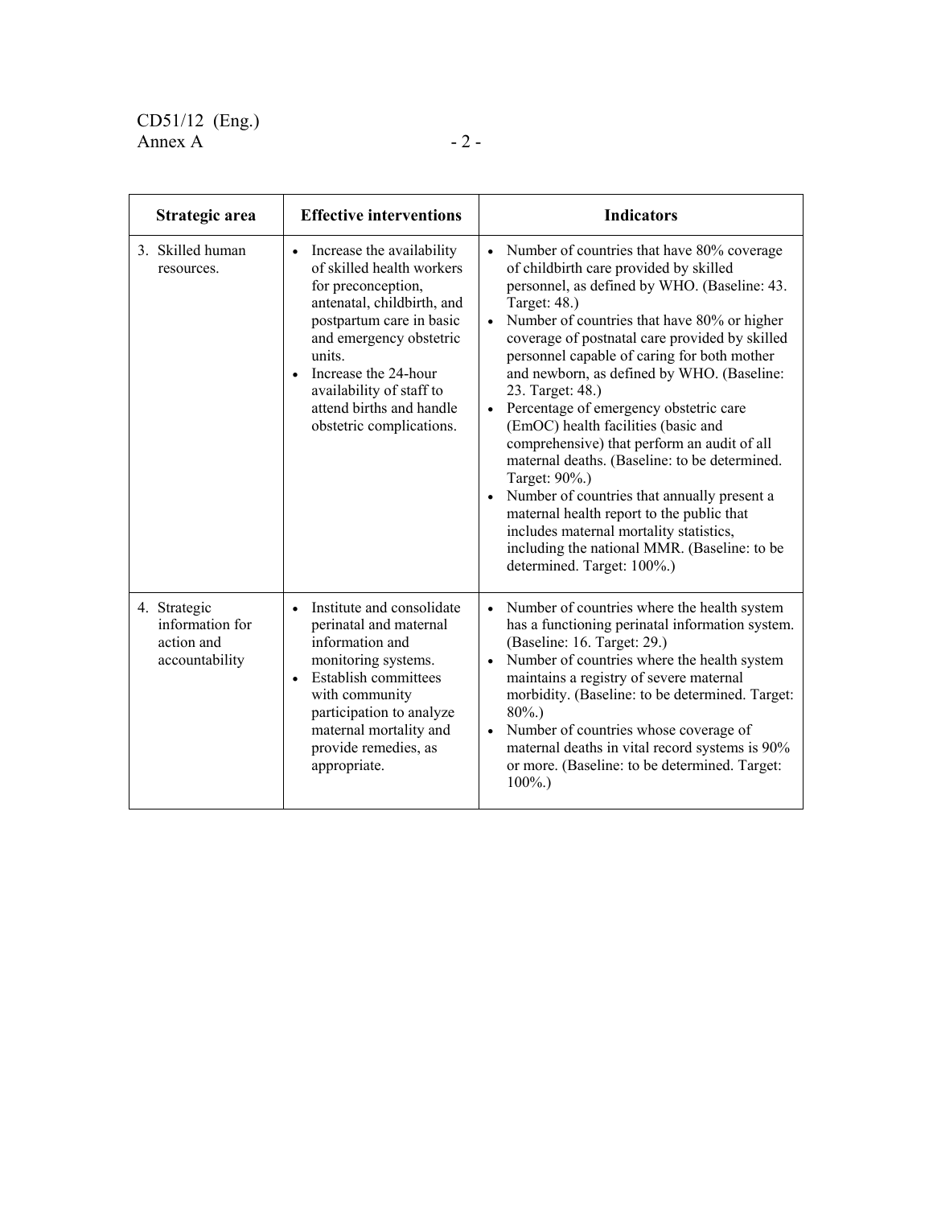| Strategic area | Effective interventions | Indicators |
|---|---|---|
| 3. Skilled human resources. | • Increase the availability of skilled health workers for preconception, antenatal, childbirth, and postpartum care in basic and emergency obstetric units.<br>• Increase the 24-hour availability of staff to attend births and handle obstetric complications. | • Number of countries that have 80% coverage of childbirth care provided by skilled personnel, as defined by WHO. (Baseline: 43. Target: 48.)<br>• Number of countries that have 80% or higher coverage of postnatal care provided by skilled personnel capable of caring for both mother and newborn, as defined by WHO. (Baseline: 23. Target: 48.)<br>• Percentage of emergency obstetric care (EmOC) health facilities (basic and comprehensive) that perform an audit of all maternal deaths. (Baseline: to be determined. Target: 90%.)<br>• Number of countries that annually present a maternal health report to the public that includes maternal mortality statistics, including the national MMR. (Baseline: to be determined. Target: 100%.) |
| 4. Strategic information for action and accountability | • Institute and consolidate perinatal and maternal information and monitoring systems.<br>• Establish committees with community participation to analyze maternal mortality and provide remedies, as appropriate. | • Number of countries where the health system has a functioning perinatal information system. (Baseline: 16. Target: 29.)<br>• Number of countries where the health system maintains a registry of severe maternal morbidity. (Baseline: to be determined. Target: 80%.)<br>• Number of countries whose coverage of maternal deaths in vital record systems is 90% or more. (Baseline: to be determined. Target: 100%.) |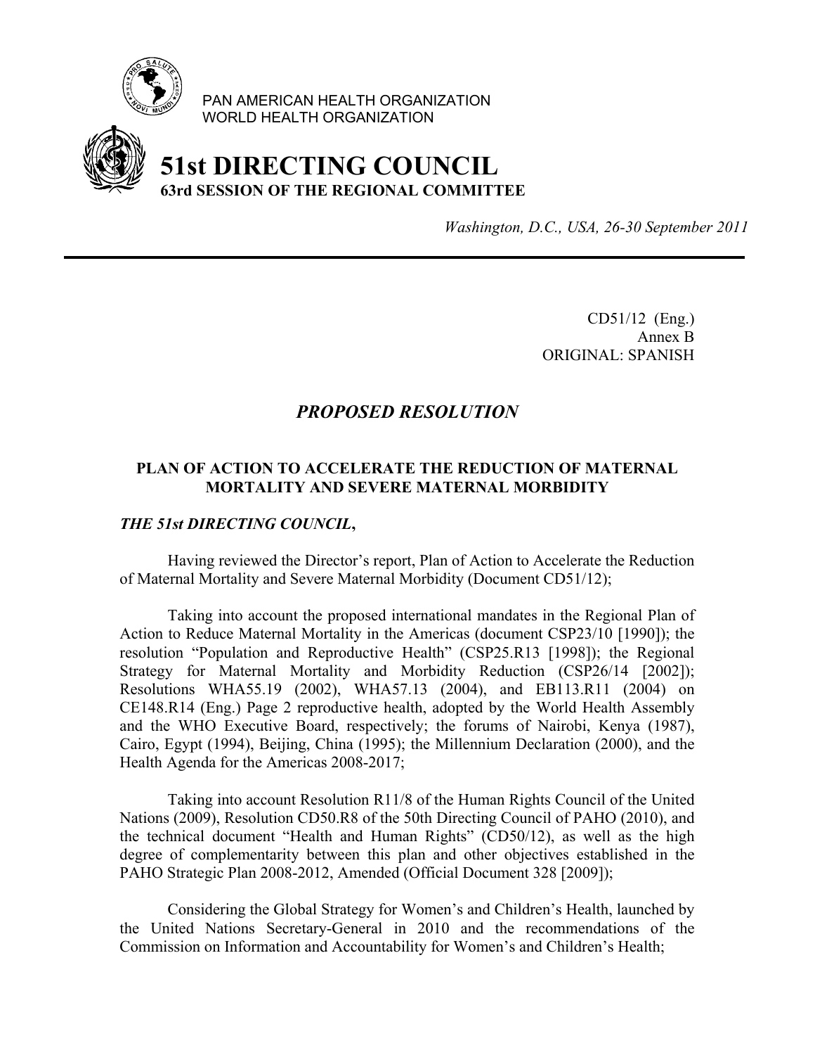PAN AMERICAN HEALTH ORGANIZATION
WORLD HEALTH ORGANIZATION

# 51st DIRECTING COUNCIL

**63rd SESSION OF THE REGIONAL COMMITTEE**

*Washington, D.C., USA, 26-30 September 2011*

---

CD51/12 (Eng.)
Annex B
ORIGINAL: SPANISH

## *PROPOSED RESOLUTION*

### PLAN OF ACTION TO ACCELERATE THE REDUCTION OF MATERNAL MORTALITY AND SEVERE MATERNAL MORBIDITY

***THE 51st DIRECTING COUNCIL*,**

Having reviewed the Director's report, Plan of Action to Accelerate the Reduction of Maternal Mortality and Severe Maternal Morbidity (Document CD51/12);

Taking into account the proposed international mandates in the Regional Plan of Action to Reduce Maternal Mortality in the Americas (document CSP23/10 [1990]); the resolution "Population and Reproductive Health" (CSP25.R13 [1998]); the Regional Strategy for Maternal Mortality and Morbidity Reduction (CSP26/14 [2002]); Resolutions WHA55.19 (2002), WHA57.13 (2004), and EB113.R11 (2004) on CE148.R14 (Eng.) Page 2 reproductive health, adopted by the World Health Assembly and the WHO Executive Board, respectively; the forums of Nairobi, Kenya (1987), Cairo, Egypt (1994), Beijing, China (1995); the Millennium Declaration (2000), and the Health Agenda for the Americas 2008-2017;

Taking into account Resolution R11/8 of the Human Rights Council of the United Nations (2009), Resolution CD50.R8 of the 50th Directing Council of PAHO (2010), and the technical document "Health and Human Rights" (CD50/12), as well as the high degree of complementarity between this plan and other objectives established in the PAHO Strategic Plan 2008-2012, Amended (Official Document 328 [2009]);

Considering the Global Strategy for Women's and Children's Health, launched by the United Nations Secretary-General in 2010 and the recommendations of the Commission on Information and Accountability for Women's and Children's Health;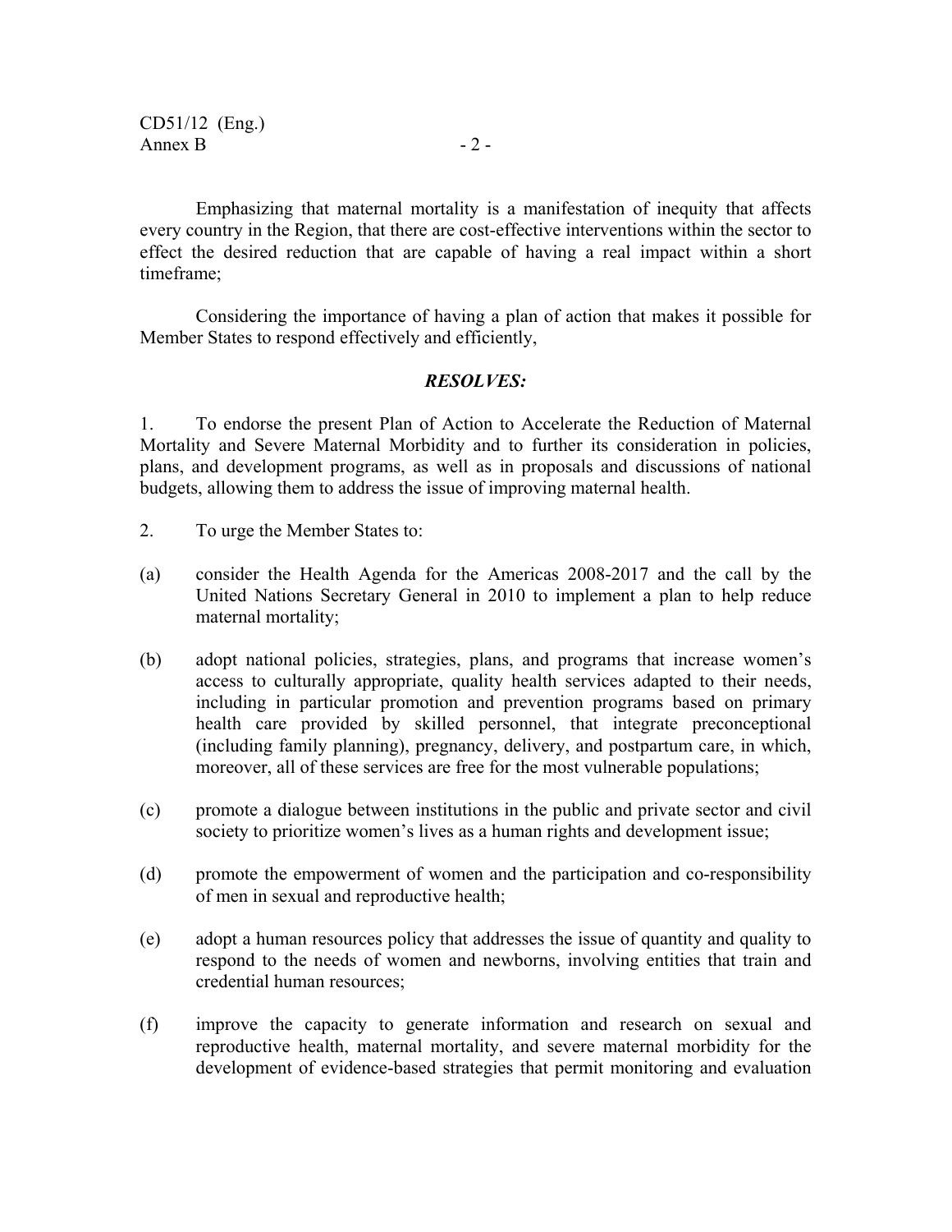Emphasizing that maternal mortality is a manifestation of inequity that affects every country in the Region, that there are cost-effective interventions within the sector to effect the desired reduction that are capable of having a real impact within a short timeframe;

Considering the importance of having a plan of action that makes it possible for Member States to respond effectively and efficiently,

***RESOLVES:***

1. To endorse the present Plan of Action to Accelerate the Reduction of Maternal Mortality and Severe Maternal Morbidity and to further its consideration in policies, plans, and development programs, as well as in proposals and discussions of national budgets, allowing them to address the issue of improving maternal health.

2. To urge the Member States to:

(a) consider the Health Agenda for the Americas 2008-2017 and the call by the United Nations Secretary General in 2010 to implement a plan to help reduce maternal mortality;

(b) adopt national policies, strategies, plans, and programs that increase women's access to culturally appropriate, quality health services adapted to their needs, including in particular promotion and prevention programs based on primary health care provided by skilled personnel, that integrate preconceptional (including family planning), pregnancy, delivery, and postpartum care, in which, moreover, all of these services are free for the most vulnerable populations;

(c) promote a dialogue between institutions in the public and private sector and civil society to prioritize women's lives as a human rights and development issue;

(d) promote the empowerment of women and the participation and co-responsibility of men in sexual and reproductive health;

(e) adopt a human resources policy that addresses the issue of quantity and quality to respond to the needs of women and newborns, involving entities that train and credential human resources;

(f) improve the capacity to generate information and research on sexual and reproductive health, maternal mortality, and severe maternal morbidity for the development of evidence-based strategies that permit monitoring and evaluation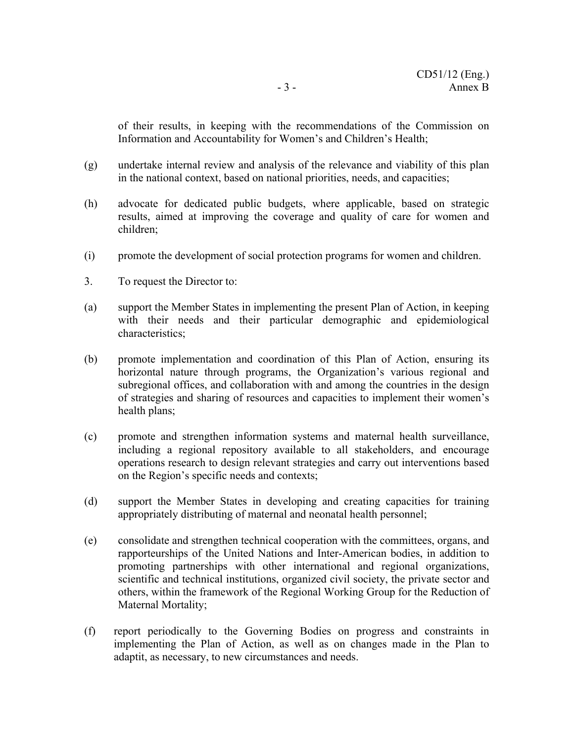of their results, in keeping with the recommendations of the Commission on Information and Accountability for Women's and Children's Health;

(g) undertake internal review and analysis of the relevance and viability of this plan in the national context, based on national priorities, needs, and capacities;

(h) advocate for dedicated public budgets, where applicable, based on strategic results, aimed at improving the coverage and quality of care for women and children;

(i) promote the development of social protection programs for women and children.

3. To request the Director to:

(a) support the Member States in implementing the present Plan of Action, in keeping with their needs and their particular demographic and epidemiological characteristics;

(b) promote implementation and coordination of this Plan of Action, ensuring its horizontal nature through programs, the Organization's various regional and subregional offices, and collaboration with and among the countries in the design of strategies and sharing of resources and capacities to implement their women's health plans;

(c) promote and strengthen information systems and maternal health surveillance, including a regional repository available to all stakeholders, and encourage operations research to design relevant strategies and carry out interventions based on the Region's specific needs and contexts;

(d) support the Member States in developing and creating capacities for training appropriately distributing of maternal and neonatal health personnel;

(e) consolidate and strengthen technical cooperation with the committees, organs, and rapporteurships of the United Nations and Inter-American bodies, in addition to promoting partnerships with other international and regional organizations, scientific and technical institutions, organized civil society, the private sector and others, within the framework of the Regional Working Group for the Reduction of Maternal Mortality;

(f) report periodically to the Governing Bodies on progress and constraints in implementing the Plan of Action, as well as on changes made in the Plan to adaptit, as necessary, to new circumstances and needs.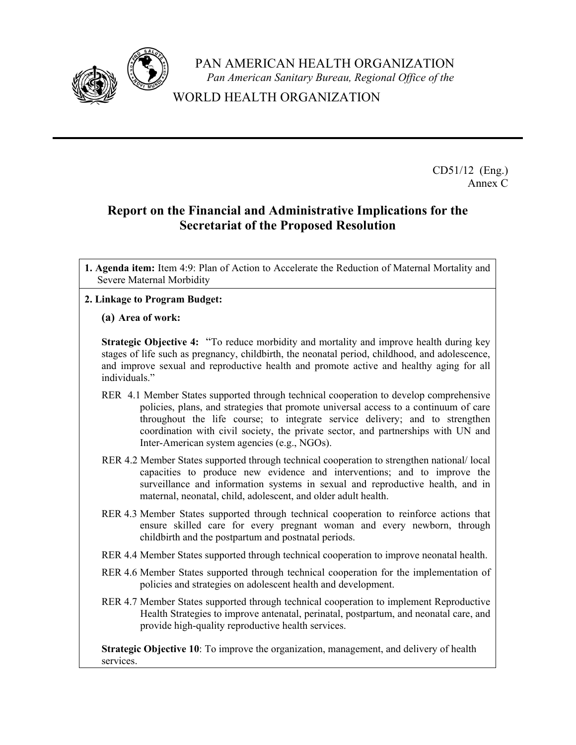PAN AMERICAN HEALTH ORGANIZATION
*Pan American Sanitary Bureau, Regional Office of the*
WORLD HEALTH ORGANIZATION

CD51/12 (Eng.)
Annex C

## Report on the Financial and Administrative Implications for the Secretariat of the Proposed Resolution

**1. Agenda item:** Item 4:9: Plan of Action to Accelerate the Reduction of Maternal Mortality and Severe Maternal Morbidity

**2. Linkage to Program Budget:**

**(a) Area of work:**

**Strategic Objective 4:** "To reduce morbidity and mortality and improve health during key stages of life such as pregnancy, childbirth, the neonatal period, childhood, and adolescence, and improve sexual and reproductive health and promote active and healthy aging for all individuals."

RER 4.1 Member States supported through technical cooperation to develop comprehensive policies, plans, and strategies that promote universal access to a continuum of care throughout the life course; to integrate service delivery; and to strengthen coordination with civil society, the private sector, and partnerships with UN and Inter-American system agencies (e.g., NGOs).

RER 4.2 Member States supported through technical cooperation to strengthen national/ local capacities to produce new evidence and interventions; and to improve the surveillance and information systems in sexual and reproductive health, and in maternal, neonatal, child, adolescent, and older adult health.

RER 4.3 Member States supported through technical cooperation to reinforce actions that ensure skilled care for every pregnant woman and every newborn, through childbirth and the postpartum and postnatal periods.

RER 4.4 Member States supported through technical cooperation to improve neonatal health.

RER 4.6 Member States supported through technical cooperation for the implementation of policies and strategies on adolescent health and development.

RER 4.7 Member States supported through technical cooperation to implement Reproductive Health Strategies to improve antenatal, perinatal, postpartum, and neonatal care, and provide high-quality reproductive health services.

**Strategic Objective 10**: To improve the organization, management, and delivery of health services.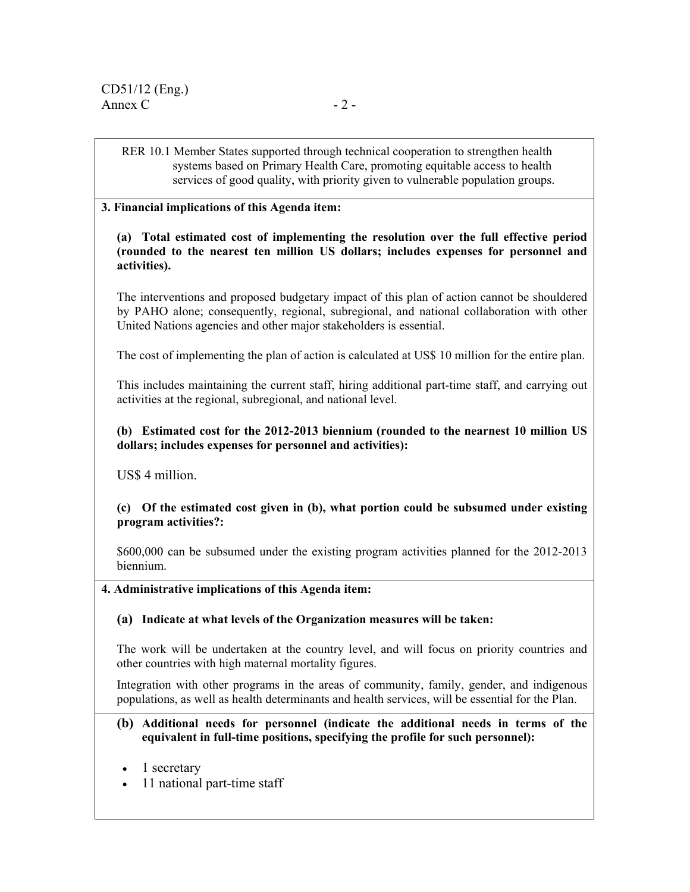RER 10.1 Member States supported through technical cooperation to strengthen health systems based on Primary Health Care, promoting equitable access to health services of good quality, with priority given to vulnerable population groups.

**3. Financial implications of this Agenda item:**

**(a) Total estimated cost of implementing the resolution over the full effective period (rounded to the nearest ten million US dollars; includes expenses for personnel and activities).**

The interventions and proposed budgetary impact of this plan of action cannot be shouldered by PAHO alone; consequently, regional, subregional, and national collaboration with other United Nations agencies and other major stakeholders is essential.

The cost of implementing the plan of action is calculated at US$ 10 million for the entire plan.

This includes maintaining the current staff, hiring additional part-time staff, and carrying out activities at the regional, subregional, and national level.

**(b) Estimated cost for the 2012-2013 biennium (rounded to the nearest 10 million US dollars; includes expenses for personnel and activities):**

US$ 4 million.

**(c) Of the estimated cost given in (b), what portion could be subsumed under existing program activities?:**

$600,000 can be subsumed under the existing program activities planned for the 2012-2013 biennium.

**4. Administrative implications of this Agenda item:**

**(a) Indicate at what levels of the Organization measures will be taken:**

The work will be undertaken at the country level, and will focus on priority countries and other countries with high maternal mortality figures.

Integration with other programs in the areas of community, family, gender, and indigenous populations, as well as health determinants and health services, will be essential for the Plan.

**(b) Additional needs for personnel (indicate the additional needs in terms of the equivalent in full-time positions, specifying the profile for such personnel):**

- 1 secretary
- 11 national part-time staff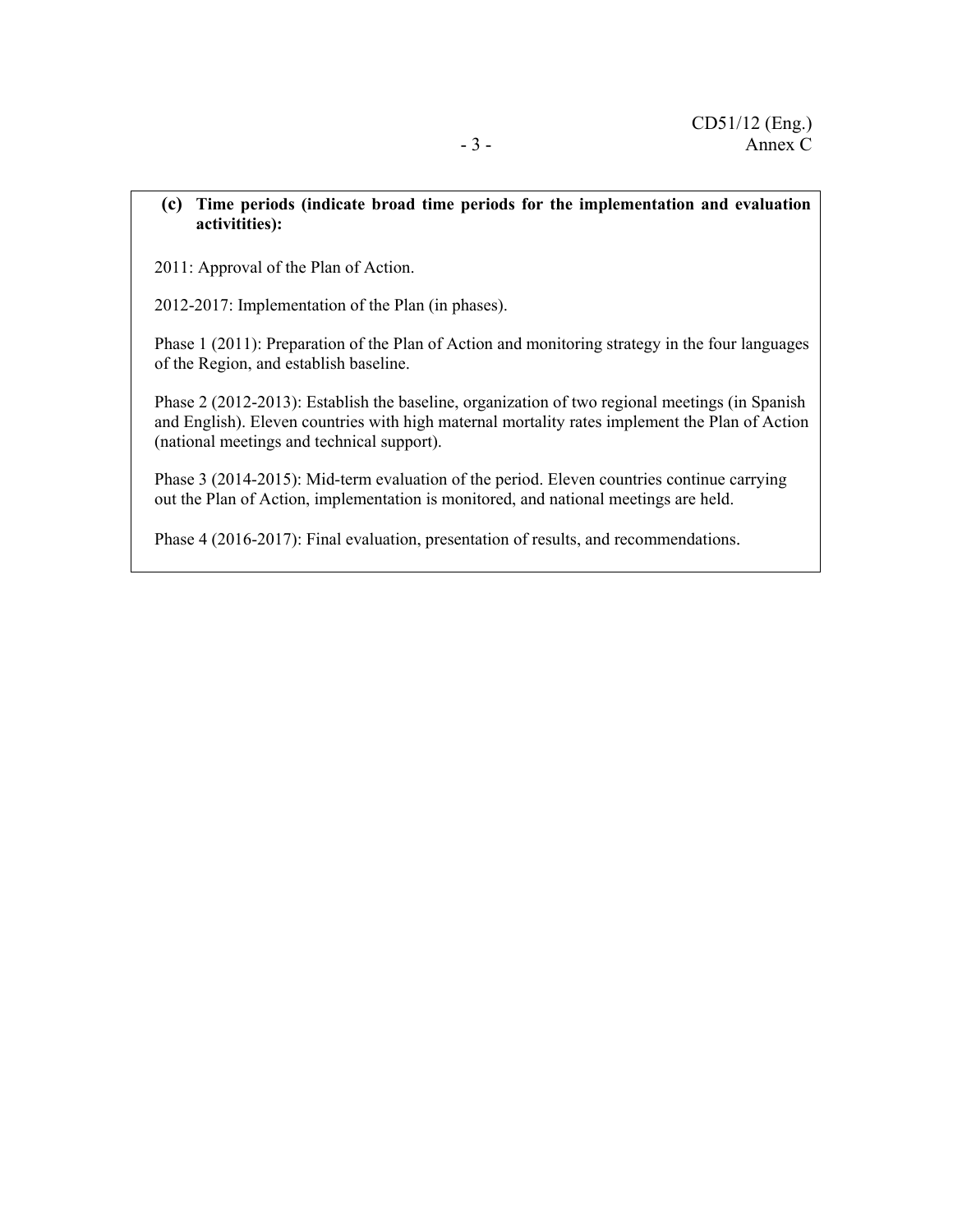**(c) Time periods (indicate broad time periods for the implementation and evaluation activitities):**

2011: Approval of the Plan of Action.

2012-2017: Implementation of the Plan (in phases).

Phase 1 (2011): Preparation of the Plan of Action and monitoring strategy in the four languages of the Region, and establish baseline.

Phase 2 (2012-2013): Establish the baseline, organization of two regional meetings (in Spanish and English). Eleven countries with high maternal mortality rates implement the Plan of Action (national meetings and technical support).

Phase 3 (2014-2015): Mid-term evaluation of the period. Eleven countries continue carrying out the Plan of Action, implementation is monitored, and national meetings are held.

Phase 4 (2016-2017): Final evaluation, presentation of results, and recommendations.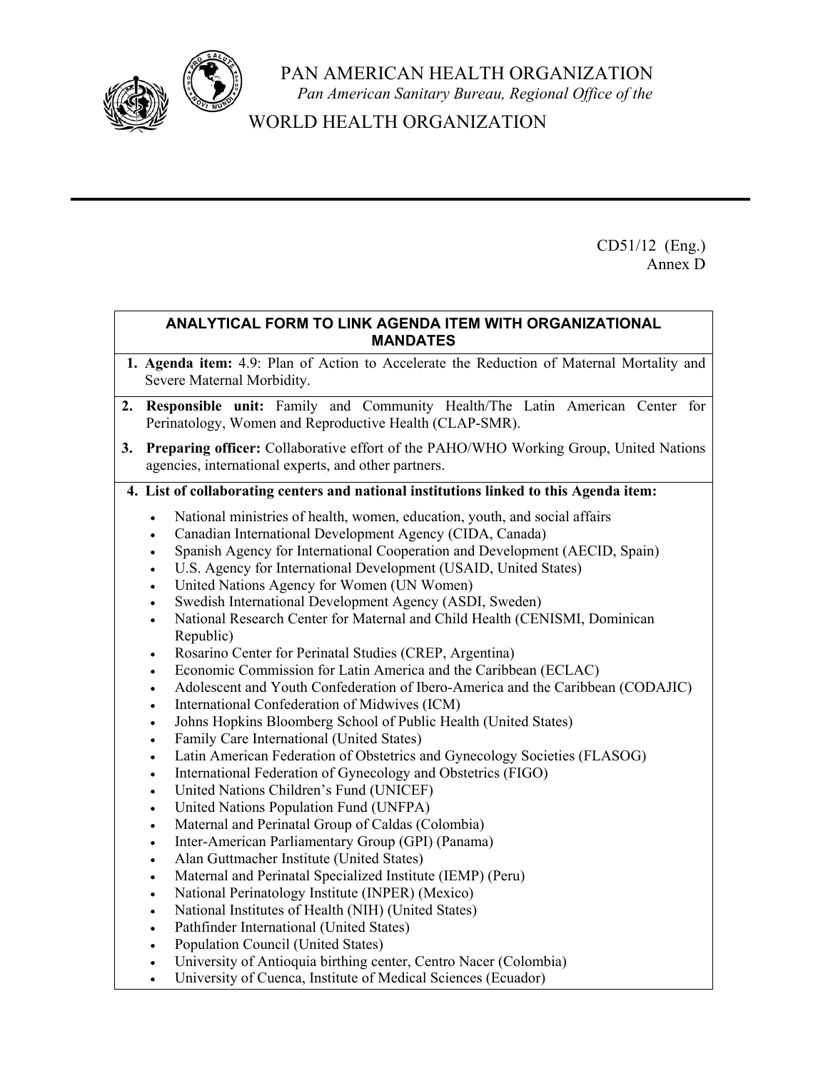PAN AMERICAN HEALTH ORGANIZATION

*Pan American Sanitary Bureau, Regional Office of the*

WORLD HEALTH ORGANIZATION

CD51/12 (Eng.)
Annex D

**ANALYTICAL FORM TO LINK AGENDA ITEM WITH ORGANIZATIONAL MANDATES**

1. **Agenda item:** 4.9: Plan of Action to Accelerate the Reduction of Maternal Mortality and Severe Maternal Morbidity.

2. **Responsible unit:** Family and Community Health/The Latin American Center for Perinatology, Women and Reproductive Health (CLAP-SMR).

3. **Preparing officer:** Collaborative effort of the PAHO/WHO Working Group, United Nations agencies, international experts, and other partners.

4. **List of collaborating centers and national institutions linked to this Agenda item:**

- National ministries of health, women, education, youth, and social affairs
- Canadian International Development Agency (CIDA, Canada)
- Spanish Agency for International Cooperation and Development (AECID, Spain)
- U.S. Agency for International Development (USAID, United States)
- United Nations Agency for Women (UN Women)
- Swedish International Development Agency (ASDI, Sweden)
- National Research Center for Maternal and Child Health (CENISMI, Dominican Republic)
- Rosarino Center for Perinatal Studies (CREP, Argentina)
- Economic Commission for Latin America and the Caribbean (ECLAC)
- Adolescent and Youth Confederation of Ibero-America and the Caribbean (CODAJIC)
- International Confederation of Midwives (ICM)
- Johns Hopkins Bloomberg School of Public Health (United States)
- Family Care International (United States)
- Latin American Federation of Obstetrics and Gynecology Societies (FLASOG)
- International Federation of Gynecology and Obstetrics (FIGO)
- United Nations Children's Fund (UNICEF)
- United Nations Population Fund (UNFPA)
- Maternal and Perinatal Group of Caldas (Colombia)
- Inter-American Parliamentary Group (GPI) (Panama)
- Alan Guttmacher Institute (United States)
- Maternal and Perinatal Specialized Institute (IEMP) (Peru)
- National Perinatology Institute (INPER) (Mexico)
- National Institutes of Health (NIH) (United States)
- Pathfinder International (United States)
- Population Council (United States)
- University of Antioquia birthing center, Centro Nacer (Colombia)
- University of Cuenca, Institute of Medical Sciences (Ecuador)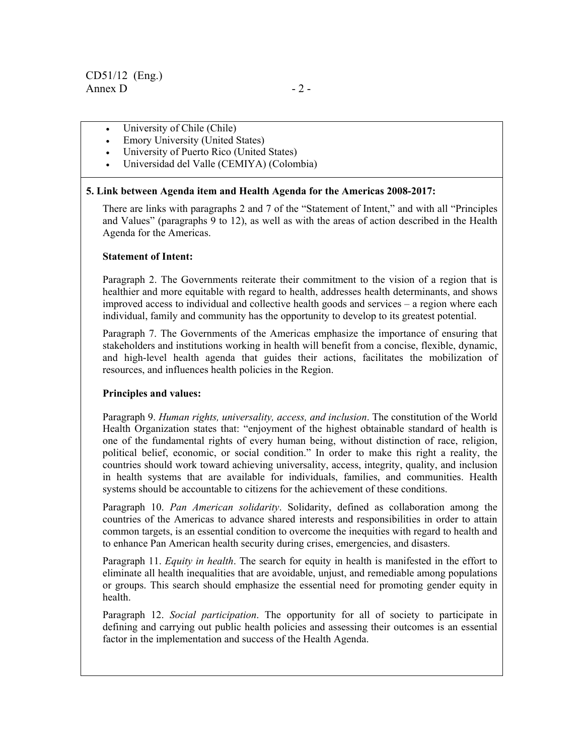- University of Chile (Chile)
- Emory University (United States)
- University of Puerto Rico (United States)
- Universidad del Valle (CEMIYA) (Colombia)

**5. Link between Agenda item and Health Agenda for the Americas 2008-2017:**

There are links with paragraphs 2 and 7 of the "Statement of Intent," and with all "Principles and Values" (paragraphs 9 to 12), as well as with the areas of action described in the Health Agenda for the Americas.

**Statement of Intent:**

Paragraph 2. The Governments reiterate their commitment to the vision of a region that is healthier and more equitable with regard to health, addresses health determinants, and shows improved access to individual and collective health goods and services – a region where each individual, family and community has the opportunity to develop to its greatest potential.

Paragraph 7. The Governments of the Americas emphasize the importance of ensuring that stakeholders and institutions working in health will benefit from a concise, flexible, dynamic, and high-level health agenda that guides their actions, facilitates the mobilization of resources, and influences health policies in the Region.

**Principles and values:**

Paragraph 9. *Human rights, universality, access, and inclusion*. The constitution of the World Health Organization states that: "enjoyment of the highest obtainable standard of health is one of the fundamental rights of every human being, without distinction of race, religion, political belief, economic, or social condition." In order to make this right a reality, the countries should work toward achieving universality, access, integrity, quality, and inclusion in health systems that are available for individuals, families, and communities. Health systems should be accountable to citizens for the achievement of these conditions.

Paragraph 10. *Pan American solidarity*. Solidarity, defined as collaboration among the countries of the Americas to advance shared interests and responsibilities in order to attain common targets, is an essential condition to overcome the inequities with regard to health and to enhance Pan American health security during crises, emergencies, and disasters.

Paragraph 11. *Equity in health*. The search for equity in health is manifested in the effort to eliminate all health inequalities that are avoidable, unjust, and remediable among populations or groups. This search should emphasize the essential need for promoting gender equity in health.

Paragraph 12. *Social participation*. The opportunity for all of society to participate in defining and carrying out public health policies and assessing their outcomes is an essential factor in the implementation and success of the Health Agenda.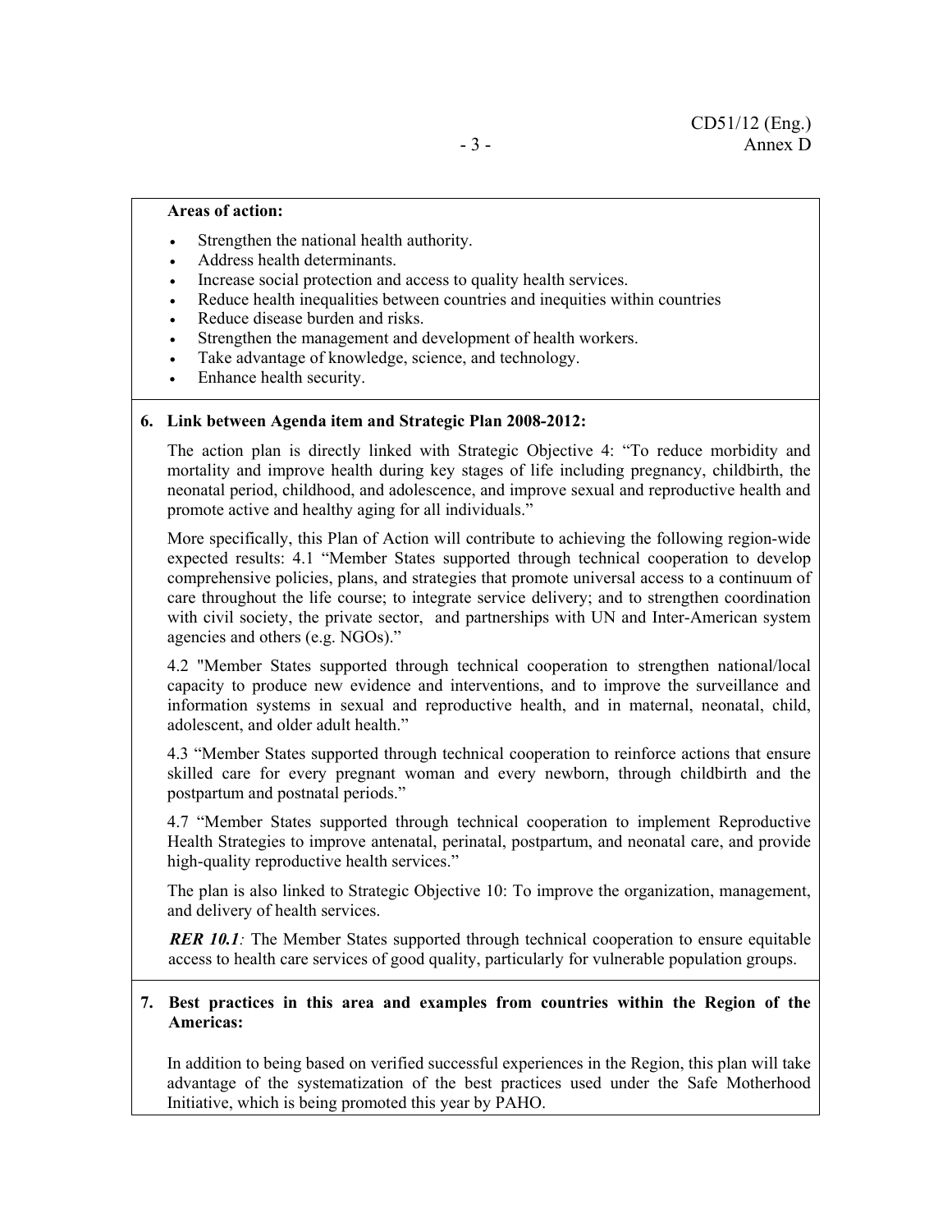**Areas of action:**

- Strengthen the national health authority.
- Address health determinants.
- Increase social protection and access to quality health services.
- Reduce health inequalities between countries and inequities within countries
- Reduce disease burden and risks.
- Strengthen the management and development of health workers.
- Take advantage of knowledge, science, and technology.
- Enhance health security.

**6. Link between Agenda item and Strategic Plan 2008-2012:**

The action plan is directly linked with Strategic Objective 4: "To reduce morbidity and mortality and improve health during key stages of life including pregnancy, childbirth, the neonatal period, childhood, and adolescence, and improve sexual and reproductive health and promote active and healthy aging for all individuals."

More specifically, this Plan of Action will contribute to achieving the following region-wide expected results: 4.1 "Member States supported through technical cooperation to develop comprehensive policies, plans, and strategies that promote universal access to a continuum of care throughout the life course; to integrate service delivery; and to strengthen coordination with civil society, the private sector, and partnerships with UN and Inter-American system agencies and others (e.g. NGOs)."

4.2 "Member States supported through technical cooperation to strengthen national/local capacity to produce new evidence and interventions, and to improve the surveillance and information systems in sexual and reproductive health, and in maternal, neonatal, child, adolescent, and older adult health."

4.3 "Member States supported through technical cooperation to reinforce actions that ensure skilled care for every pregnant woman and every newborn, through childbirth and the postpartum and postnatal periods."

4.7 "Member States supported through technical cooperation to implement Reproductive Health Strategies to improve antenatal, perinatal, postpartum, and neonatal care, and provide high-quality reproductive health services."

The plan is also linked to Strategic Objective 10: To improve the organization, management, and delivery of health services.

***RER 10.1****:* The Member States supported through technical cooperation to ensure equitable access to health care services of good quality, particularly for vulnerable population groups.

**7. Best practices in this area and examples from countries within the Region of the Americas:**

In addition to being based on verified successful experiences in the Region, this plan will take advantage of the systematization of the best practices used under the Safe Motherhood Initiative, which is being promoted this year by PAHO.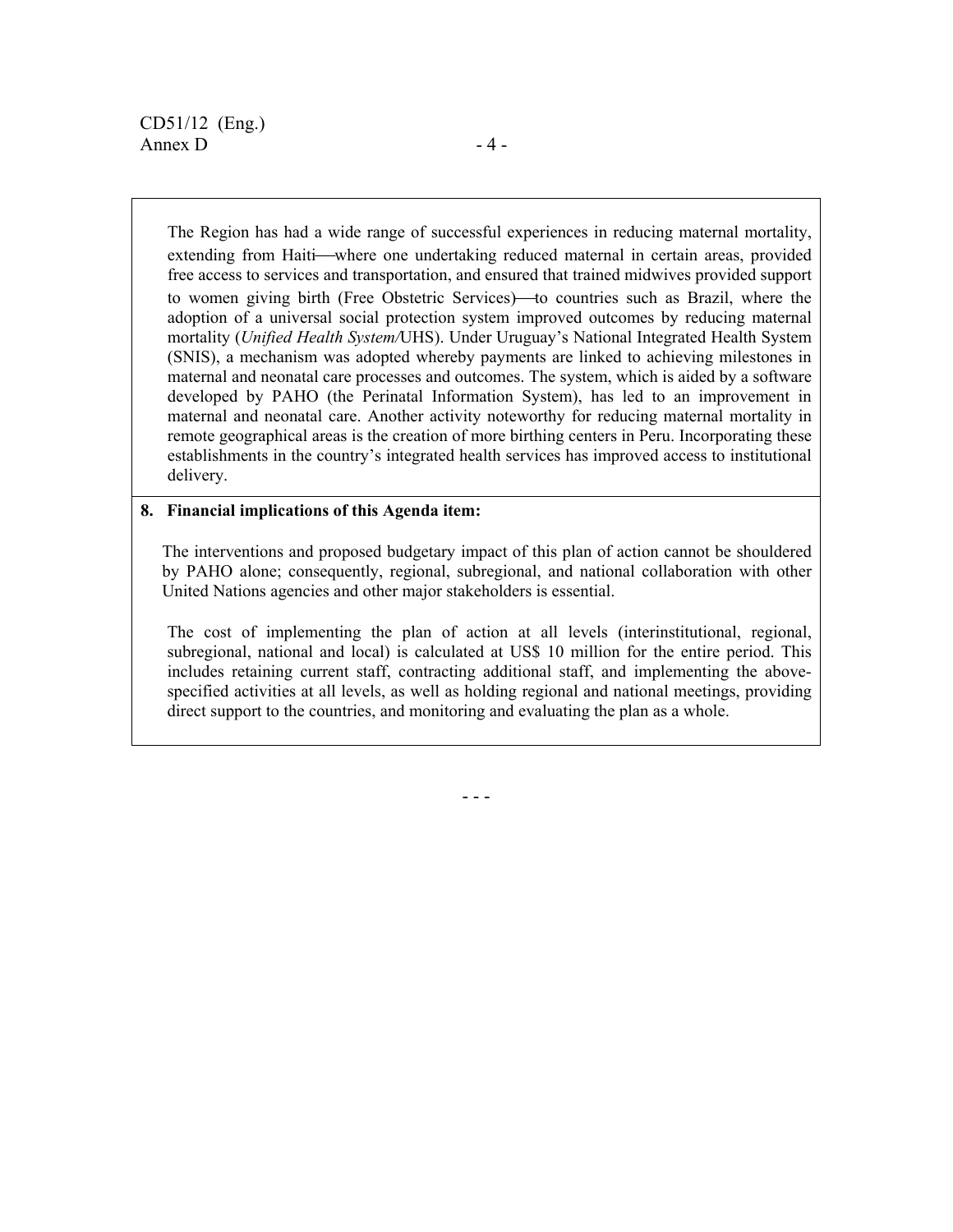The Region has had a wide range of successful experiences in reducing maternal mortality, extending from Haiti—where one undertaking reduced maternal in certain areas, provided free access to services and transportation, and ensured that trained midwives provided support to women giving birth (Free Obstetric Services)—to countries such as Brazil, where the adoption of a universal social protection system improved outcomes by reducing maternal mortality (*Unified Health System*/UHS). Under Uruguay's National Integrated Health System (SNIS), a mechanism was adopted whereby payments are linked to achieving milestones in maternal and neonatal care processes and outcomes. The system, which is aided by a software developed by PAHO (the Perinatal Information System), has led to an improvement in maternal and neonatal care. Another activity noteworthy for reducing maternal mortality in remote geographical areas is the creation of more birthing centers in Peru. Incorporating these establishments in the country's integrated health services has improved access to institutional delivery.

**8. Financial implications of this Agenda item:**

The interventions and proposed budgetary impact of this plan of action cannot be shouldered by PAHO alone; consequently, regional, subregional, and national collaboration with other United Nations agencies and other major stakeholders is essential.

The cost of implementing the plan of action at all levels (interinstitutional, regional, subregional, national and local) is calculated at US$ 10 million for the entire period. This includes retaining current staff, contracting additional staff, and implementing the above-specified activities at all levels, as well as holding regional and national meetings, providing direct support to the countries, and monitoring and evaluating the plan as a whole.

- - -